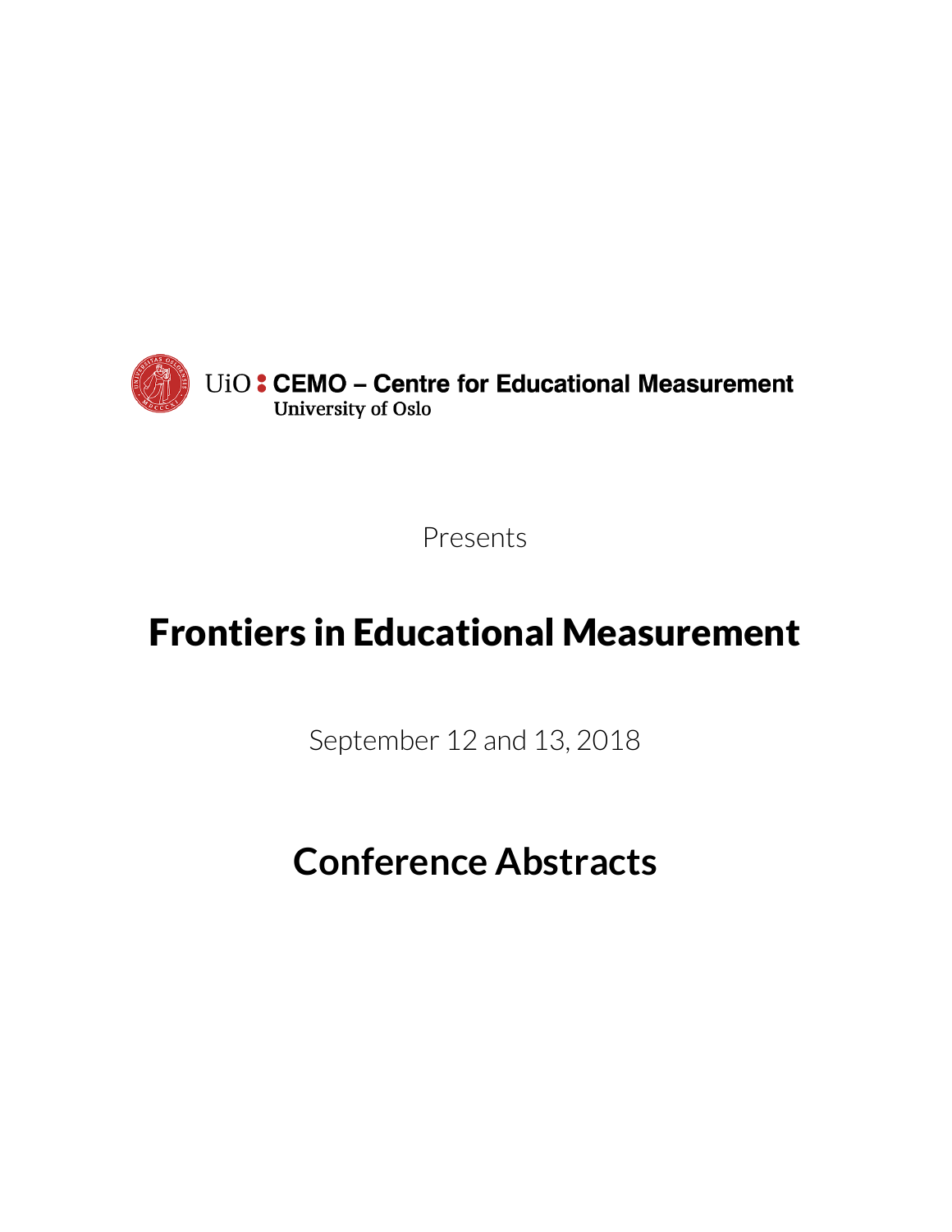UiO : CEMO – Centre for Educational Measurement
University of Oslo

Presents

# Frontiers in Educational Measurement

September 12 and 13, 2018

# Conference Abstracts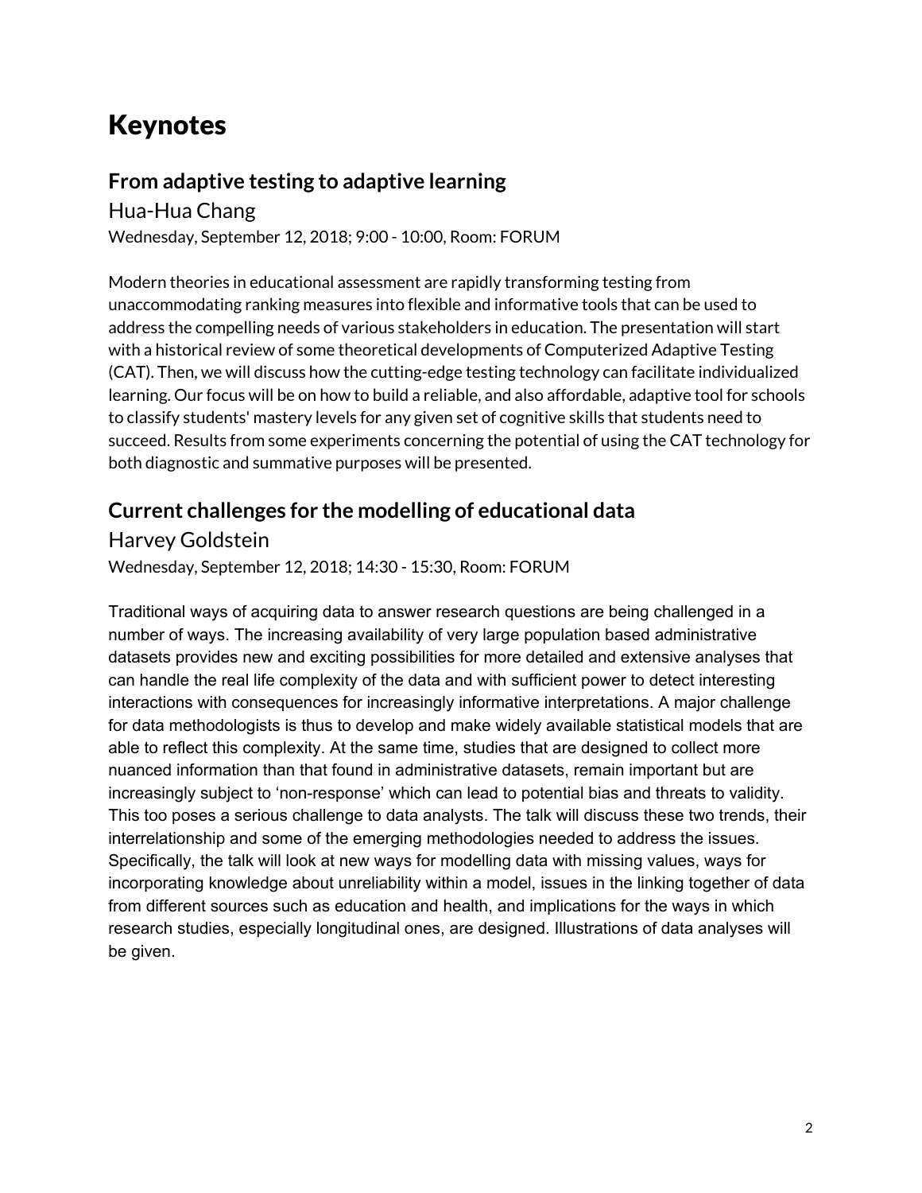# Keynotes

## From adaptive testing to adaptive learning

### Hua-Hua Chang

Wednesday, September 12, 2018; 9:00 - 10:00, Room: FORUM

Modern theories in educational assessment are rapidly transforming testing from unaccommodating ranking measures into flexible and informative tools that can be used to address the compelling needs of various stakeholders in education. The presentation will start with a historical review of some theoretical developments of Computerized Adaptive Testing (CAT). Then, we will discuss how the cutting-edge testing technology can facilitate individualized learning. Our focus will be on how to build a reliable, and also affordable, adaptive tool for schools to classify students' mastery levels for any given set of cognitive skills that students need to succeed. Results from some experiments concerning the potential of using the CAT technology for both diagnostic and summative purposes will be presented.

## Current challenges for the modelling of educational data

### Harvey Goldstein

Wednesday, September 12, 2018; 14:30 - 15:30, Room: FORUM

Traditional ways of acquiring data to answer research questions are being challenged in a number of ways. The increasing availability of very large population based administrative datasets provides new and exciting possibilities for more detailed and extensive analyses that can handle the real life complexity of the data and with sufficient power to detect interesting interactions with consequences for increasingly informative interpretations. A major challenge for data methodologists is thus to develop and make widely available statistical models that are able to reflect this complexity. At the same time, studies that are designed to collect more nuanced information than that found in administrative datasets, remain important but are increasingly subject to 'non-response' which can lead to potential bias and threats to validity. This too poses a serious challenge to data analysts. The talk will discuss these two trends, their interrelationship and some of the emerging methodologies needed to address the issues. Specifically, the talk will look at new ways for modelling data with missing values, ways for incorporating knowledge about unreliability within a model, issues in the linking together of data from different sources such as education and health, and implications for the ways in which research studies, especially longitudinal ones, are designed. Illustrations of data analyses will be given.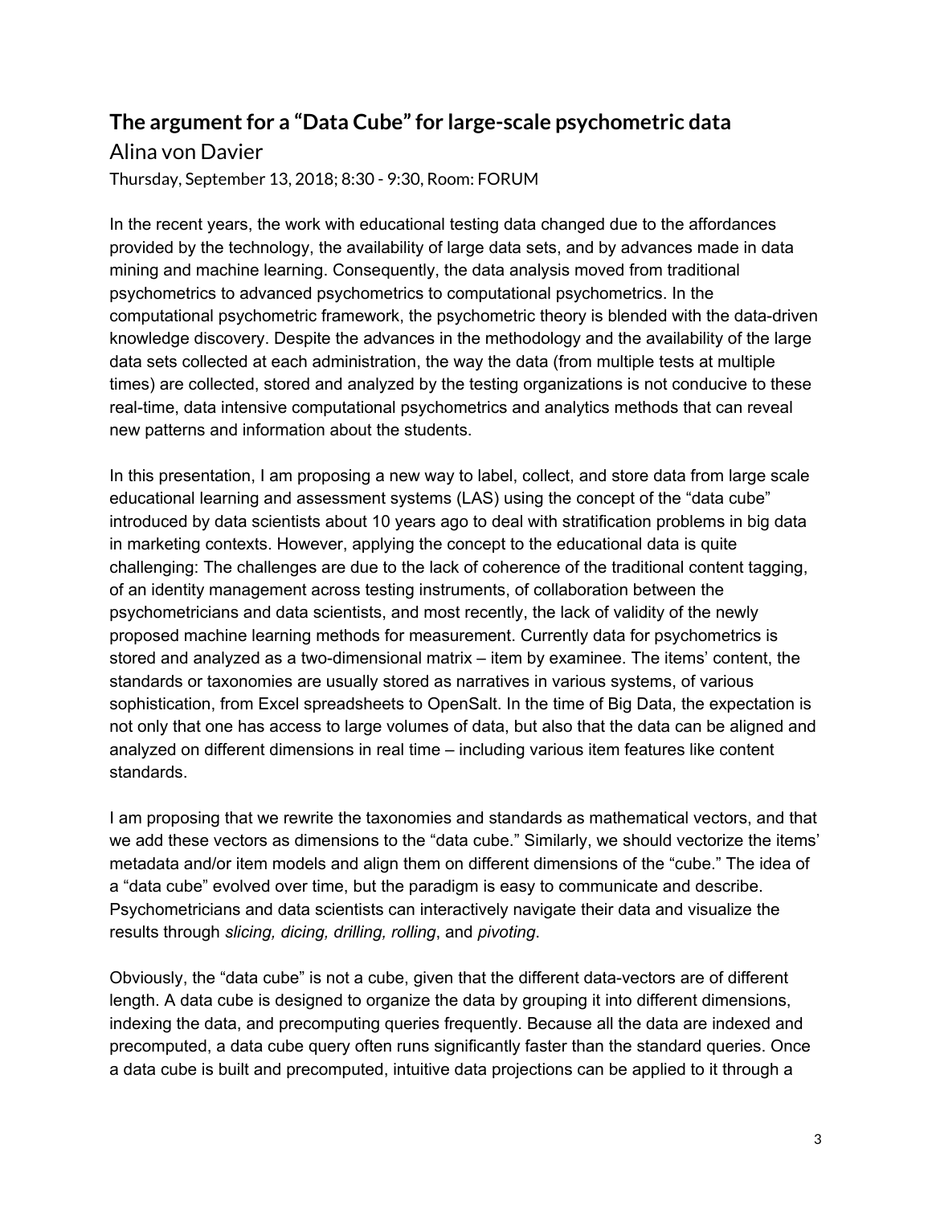## The argument for a "Data Cube" for large-scale psychometric data

Alina von Davier

Thursday, September 13, 2018; 8:30 - 9:30, Room: FORUM

In the recent years, the work with educational testing data changed due to the affordances provided by the technology, the availability of large data sets, and by advances made in data mining and machine learning. Consequently, the data analysis moved from traditional psychometrics to advanced psychometrics to computational psychometrics. In the computational psychometric framework, the psychometric theory is blended with the data-driven knowledge discovery. Despite the advances in the methodology and the availability of the large data sets collected at each administration, the way the data (from multiple tests at multiple times) are collected, stored and analyzed by the testing organizations is not conducive to these real-time, data intensive computational psychometrics and analytics methods that can reveal new patterns and information about the students.

In this presentation, I am proposing a new way to label, collect, and store data from large scale educational learning and assessment systems (LAS) using the concept of the "data cube" introduced by data scientists about 10 years ago to deal with stratification problems in big data in marketing contexts. However, applying the concept to the educational data is quite challenging: The challenges are due to the lack of coherence of the traditional content tagging, of an identity management across testing instruments, of collaboration between the psychometricians and data scientists, and most recently, the lack of validity of the newly proposed machine learning methods for measurement. Currently data for psychometrics is stored and analyzed as a two-dimensional matrix – item by examinee. The items' content, the standards or taxonomies are usually stored as narratives in various systems, of various sophistication, from Excel spreadsheets to OpenSalt. In the time of Big Data, the expectation is not only that one has access to large volumes of data, but also that the data can be aligned and analyzed on different dimensions in real time – including various item features like content standards.

I am proposing that we rewrite the taxonomies and standards as mathematical vectors, and that we add these vectors as dimensions to the "data cube." Similarly, we should vectorize the items' metadata and/or item models and align them on different dimensions of the "cube." The idea of a "data cube" evolved over time, but the paradigm is easy to communicate and describe. Psychometricians and data scientists can interactively navigate their data and visualize the results through *slicing, dicing, drilling, rolling*, and *pivoting*.

Obviously, the "data cube" is not a cube, given that the different data-vectors are of different length. A data cube is designed to organize the data by grouping it into different dimensions, indexing the data, and precomputing queries frequently. Because all the data are indexed and precomputed, a data cube query often runs significantly faster than the standard queries. Once a data cube is built and precomputed, intuitive data projections can be applied to it through a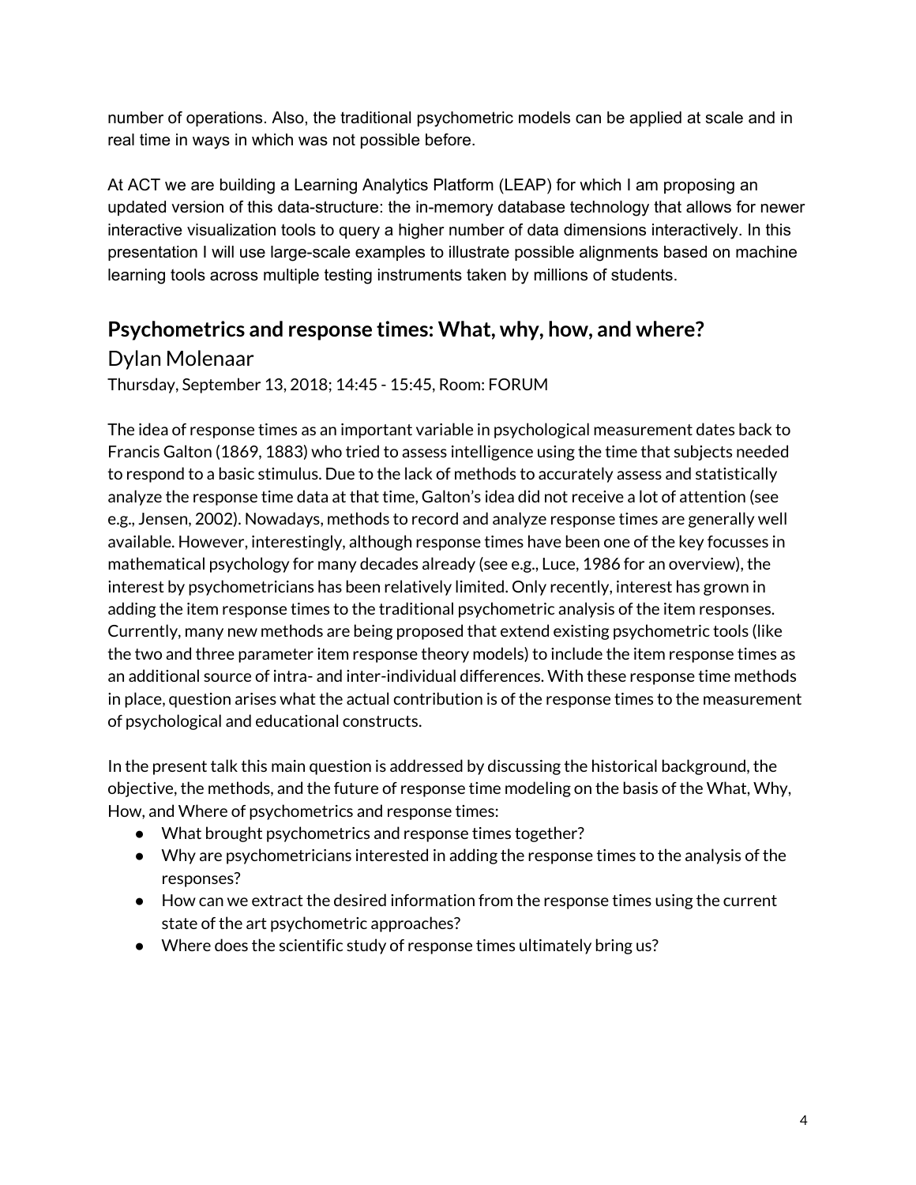number of operations. Also, the traditional psychometric models can be applied at scale and in real time in ways in which was not possible before.

At ACT we are building a Learning Analytics Platform (LEAP) for which I am proposing an updated version of this data-structure: the in-memory database technology that allows for newer interactive visualization tools to query a higher number of data dimensions interactively. In this presentation I will use large-scale examples to illustrate possible alignments based on machine learning tools across multiple testing instruments taken by millions of students.

## Psychometrics and response times: What, why, how, and where?

### Dylan Molenaar

Thursday, September 13, 2018; 14:45 - 15:45, Room: FORUM

The idea of response times as an important variable in psychological measurement dates back to Francis Galton (1869, 1883) who tried to assess intelligence using the time that subjects needed to respond to a basic stimulus. Due to the lack of methods to accurately assess and statistically analyze the response time data at that time, Galton's idea did not receive a lot of attention (see e.g., Jensen, 2002). Nowadays, methods to record and analyze response times are generally well available. However, interestingly, although response times have been one of the key focusses in mathematical psychology for many decades already (see e.g., Luce, 1986 for an overview), the interest by psychometricians has been relatively limited. Only recently, interest has grown in adding the item response times to the traditional psychometric analysis of the item responses. Currently, many new methods are being proposed that extend existing psychometric tools (like the two and three parameter item response theory models) to include the item response times as an additional source of intra- and inter-individual differences. With these response time methods in place, question arises what the actual contribution is of the response times to the measurement of psychological and educational constructs.

In the present talk this main question is addressed by discussing the historical background, the objective, the methods, and the future of response time modeling on the basis of the What, Why, How, and Where of psychometrics and response times:

- What brought psychometrics and response times together?
- Why are psychometricians interested in adding the response times to the analysis of the responses?
- How can we extract the desired information from the response times using the current state of the art psychometric approaches?
- Where does the scientific study of response times ultimately bring us?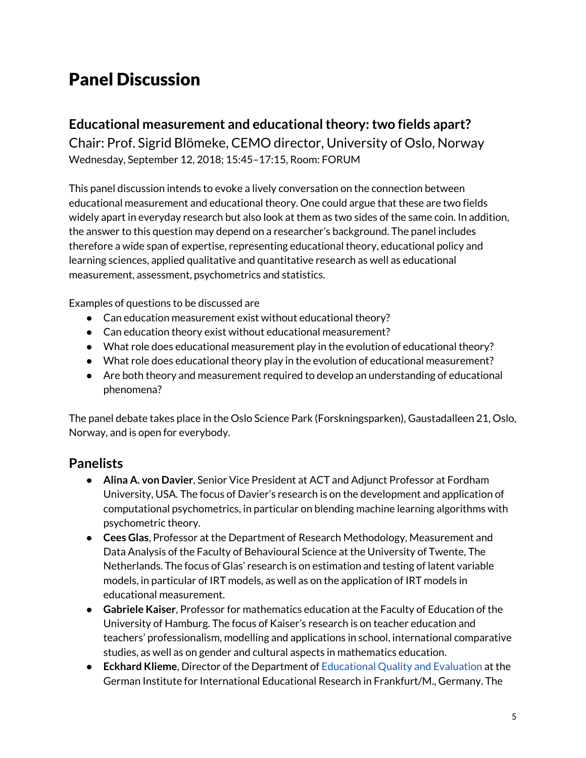# Panel Discussion

## Educational measurement and educational theory: two fields apart?

Chair: Prof. Sigrid Blömeke, CEMO director, University of Oslo, Norway

Wednesday, September 12, 2018; 15:45–17:15, Room: FORUM

This panel discussion intends to evoke a lively conversation on the connection between educational measurement and educational theory. One could argue that these are two fields widely apart in everyday research but also look at them as two sides of the same coin. In addition, the answer to this question may depend on a researcher's background. The panel includes therefore a wide span of expertise, representing educational theory, educational policy and learning sciences, applied qualitative and quantitative research as well as educational measurement, assessment, psychometrics and statistics.

Examples of questions to be discussed are

- Can education measurement exist without educational theory?
- Can education theory exist without educational measurement?
- What role does educational measurement play in the evolution of educational theory?
- What role does educational theory play in the evolution of educational measurement?
- Are both theory and measurement required to develop an understanding of educational phenomena?

The panel debate takes place in the Oslo Science Park (Forskningsparken), Gaustadalleen 21, Oslo, Norway, and is open for everybody.

## Panelists

- **Alina A. von Davier**, Senior Vice President at ACT and Adjunct Professor at Fordham University, USA. The focus of Davier's research is on the development and application of computational psychometrics, in particular on blending machine learning algorithms with psychometric theory.
- **Cees Glas**, Professor at the Department of Research Methodology, Measurement and Data Analysis of the Faculty of Behavioural Science at the University of Twente, The Netherlands. The focus of Glas' research is on estimation and testing of latent variable models, in particular of IRT models, as well as on the application of IRT models in educational measurement.
- **Gabriele Kaiser**, Professor for mathematics education at the Faculty of Education of the University of Hamburg. The focus of Kaiser's research is on teacher education and teachers' professionalism, modelling and applications in school, international comparative studies, as well as on gender and cultural aspects in mathematics education.
- **Eckhard Klieme**, Director of the Department of Educational Quality and Evaluation at the German Institute for International Educational Research in Frankfurt/M., Germany. The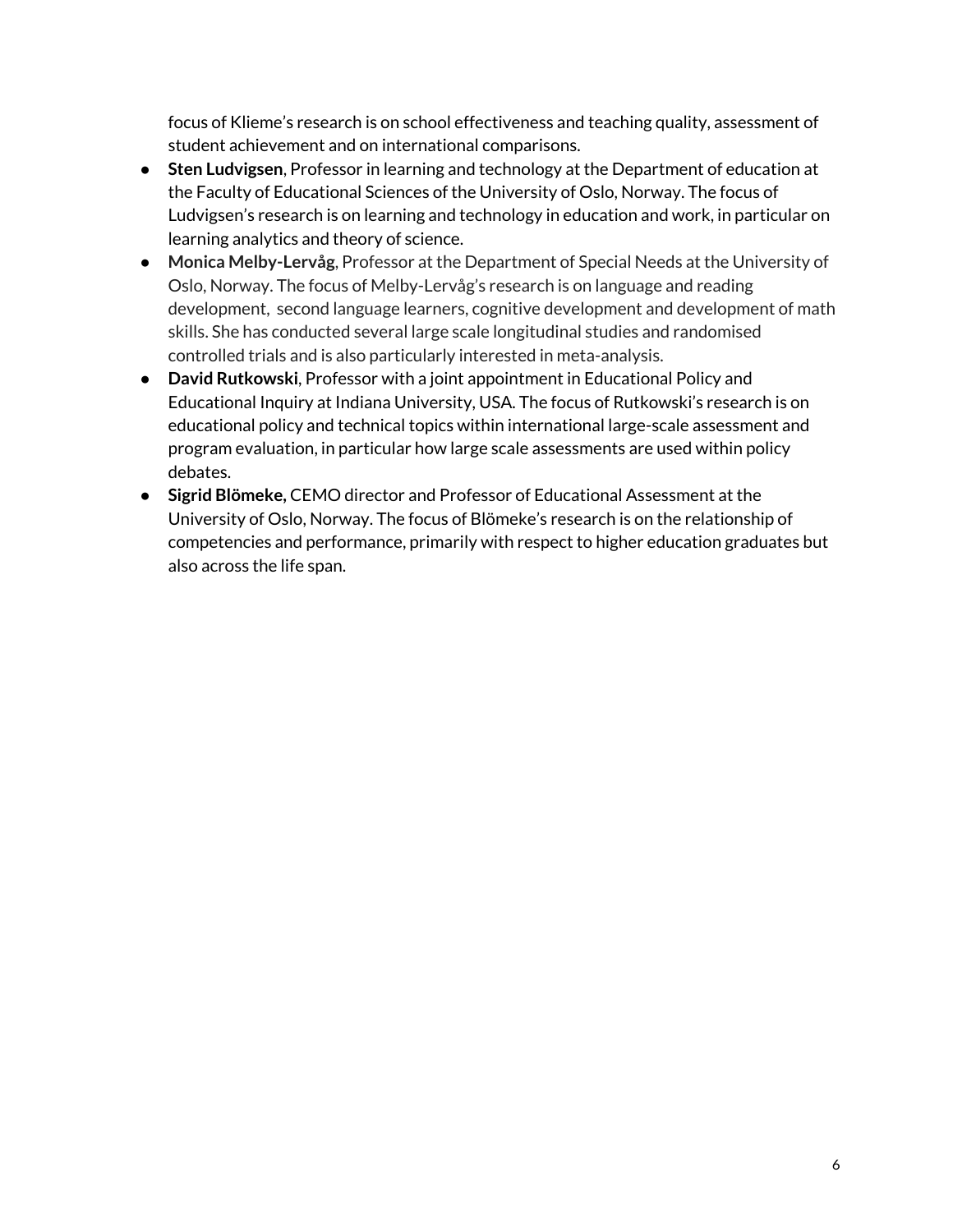focus of Klieme's research is on school effectiveness and teaching quality, assessment of student achievement and on international comparisons.

- **Sten Ludvigsen**, Professor in learning and technology at the Department of education at the Faculty of Educational Sciences of the University of Oslo, Norway. The focus of Ludvigsen's research is on learning and technology in education and work, in particular on learning analytics and theory of science.
- **Monica Melby-Lervåg**, Professor at the Department of Special Needs at the University of Oslo, Norway. The focus of Melby-Lervåg's research is on language and reading development, second language learners, cognitive development and development of math skills. She has conducted several large scale longitudinal studies and randomised controlled trials and is also particularly interested in meta-analysis.
- **David Rutkowski**, Professor with a joint appointment in Educational Policy and Educational Inquiry at Indiana University, USA. The focus of Rutkowski's research is on educational policy and technical topics within international large-scale assessment and program evaluation, in particular how large scale assessments are used within policy debates.
- **Sigrid Blömeke,** CEMO director and Professor of Educational Assessment at the University of Oslo, Norway. The focus of Blömeke's research is on the relationship of competencies and performance, primarily with respect to higher education graduates but also across the life span.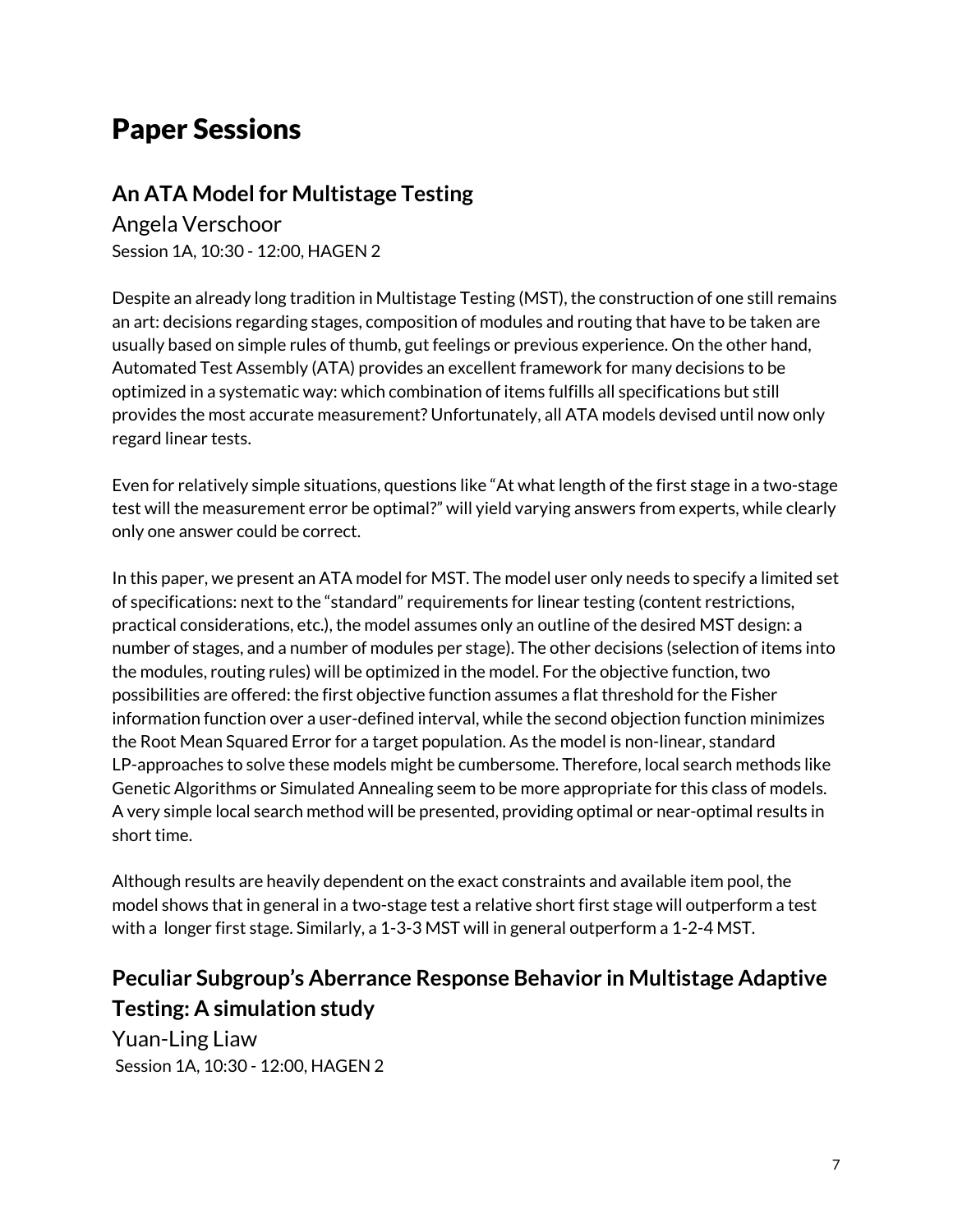# Paper Sessions

## An ATA Model for Multistage Testing

Angela Verschoor

Session 1A, 10:30 - 12:00, HAGEN 2

Despite an already long tradition in Multistage Testing (MST), the construction of one still remains an art: decisions regarding stages, composition of modules and routing that have to be taken are usually based on simple rules of thumb, gut feelings or previous experience. On the other hand, Automated Test Assembly (ATA) provides an excellent framework for many decisions to be optimized in a systematic way: which combination of items fulfills all specifications but still provides the most accurate measurement? Unfortunately, all ATA models devised until now only regard linear tests.

Even for relatively simple situations, questions like "At what length of the first stage in a two-stage test will the measurement error be optimal?" will yield varying answers from experts, while clearly only one answer could be correct.

In this paper, we present an ATA model for MST. The model user only needs to specify a limited set of specifications: next to the "standard" requirements for linear testing (content restrictions, practical considerations, etc.), the model assumes only an outline of the desired MST design: a number of stages, and a number of modules per stage). The other decisions (selection of items into the modules, routing rules) will be optimized in the model. For the objective function, two possibilities are offered: the first objective function assumes a flat threshold for the Fisher information function over a user-defined interval, while the second objection function minimizes the Root Mean Squared Error for a target population. As the model is non-linear, standard LP-approaches to solve these models might be cumbersome. Therefore, local search methods like Genetic Algorithms or Simulated Annealing seem to be more appropriate for this class of models. A very simple local search method will be presented, providing optimal or near-optimal results in short time.

Although results are heavily dependent on the exact constraints and available item pool, the model shows that in general in a two-stage test a relative short first stage will outperform a test with a longer first stage. Similarly, a 1-3-3 MST will in general outperform a 1-2-4 MST.

## Peculiar Subgroup's Aberrance Response Behavior in Multistage Adaptive Testing: A simulation study

Yuan-Ling Liaw

Session 1A, 10:30 - 12:00, HAGEN 2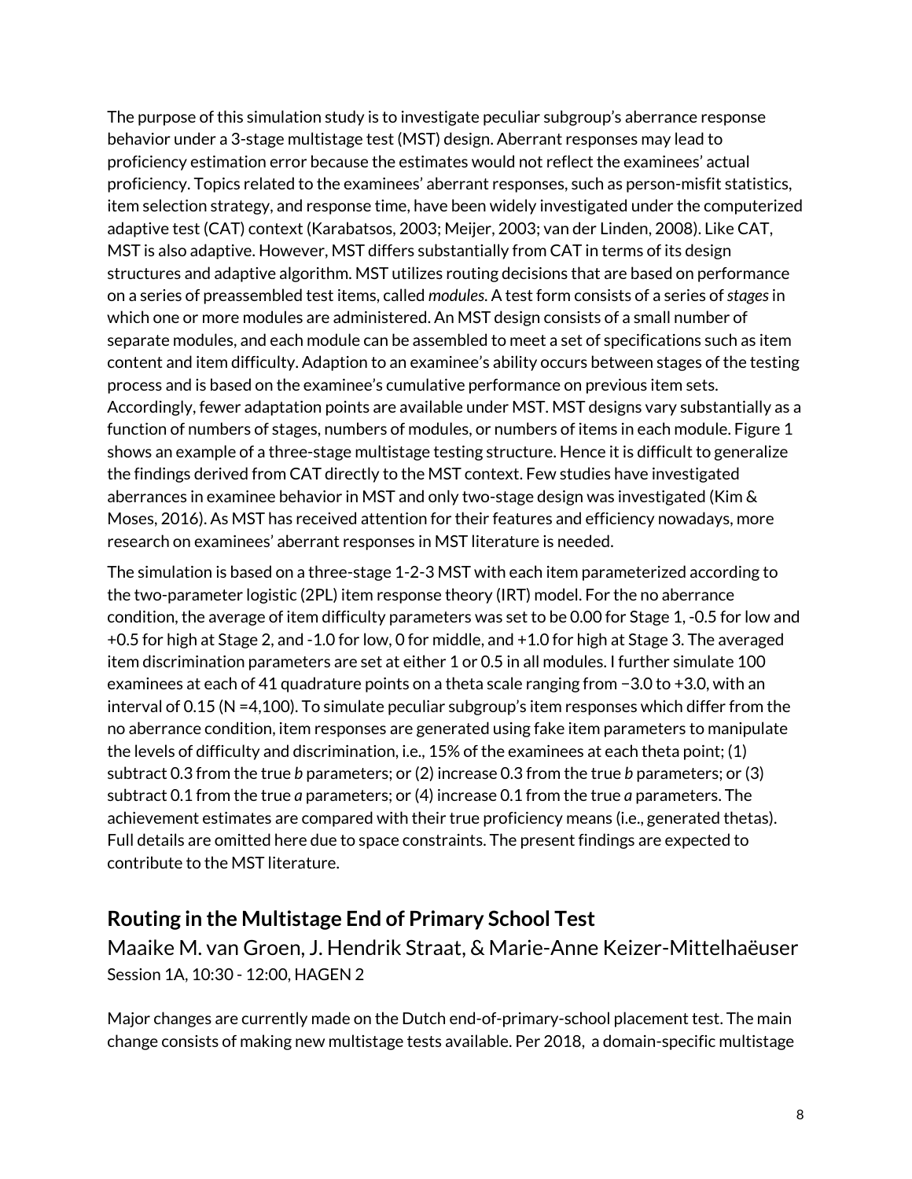The purpose of this simulation study is to investigate peculiar subgroup's aberrance response behavior under a 3-stage multistage test (MST) design. Aberrant responses may lead to proficiency estimation error because the estimates would not reflect the examinees' actual proficiency. Topics related to the examinees' aberrant responses, such as person-misfit statistics, item selection strategy, and response time, have been widely investigated under the computerized adaptive test (CAT) context (Karabatsos, 2003; Meijer, 2003; van der Linden, 2008). Like CAT, MST is also adaptive. However, MST differs substantially from CAT in terms of its design structures and adaptive algorithm. MST utilizes routing decisions that are based on performance on a series of preassembled test items, called *modules*. A test form consists of a series of *stages* in which one or more modules are administered. An MST design consists of a small number of separate modules, and each module can be assembled to meet a set of specifications such as item content and item difficulty. Adaption to an examinee's ability occurs between stages of the testing process and is based on the examinee's cumulative performance on previous item sets. Accordingly, fewer adaptation points are available under MST. MST designs vary substantially as a function of numbers of stages, numbers of modules, or numbers of items in each module. Figure 1 shows an example of a three-stage multistage testing structure. Hence it is difficult to generalize the findings derived from CAT directly to the MST context. Few studies have investigated aberrances in examinee behavior in MST and only two-stage design was investigated (Kim & Moses, 2016). As MST has received attention for their features and efficiency nowadays, more research on examinees' aberrant responses in MST literature is needed.

The simulation is based on a three-stage 1-2-3 MST with each item parameterized according to the two-parameter logistic (2PL) item response theory (IRT) model. For the no aberrance condition, the average of item difficulty parameters was set to be 0.00 for Stage 1, -0.5 for low and +0.5 for high at Stage 2, and -1.0 for low, 0 for middle, and +1.0 for high at Stage 3. The averaged item discrimination parameters are set at either 1 or 0.5 in all modules. I further simulate 100 examinees at each of 41 quadrature points on a theta scale ranging from −3.0 to +3.0, with an interval of 0.15 (N =4,100). To simulate peculiar subgroup's item responses which differ from the no aberrance condition, item responses are generated using fake item parameters to manipulate the levels of difficulty and discrimination, i.e., 15% of the examinees at each theta point; (1) subtract 0.3 from the true *b* parameters; or (2) increase 0.3 from the true *b* parameters; or (3) subtract 0.1 from the true *a* parameters; or (4) increase 0.1 from the true *a* parameters. The achievement estimates are compared with their true proficiency means (i.e., generated thetas). Full details are omitted here due to space constraints. The present findings are expected to contribute to the MST literature.

## Routing in the Multistage End of Primary School Test

Maaike M. van Groen, J. Hendrik Straat, & Marie-Anne Keizer-Mittelhaëuser

Session 1A, 10:30 - 12:00, HAGEN 2

Major changes are currently made on the Dutch end-of-primary-school placement test. The main change consists of making new multistage tests available. Per 2018, a domain-specific multistage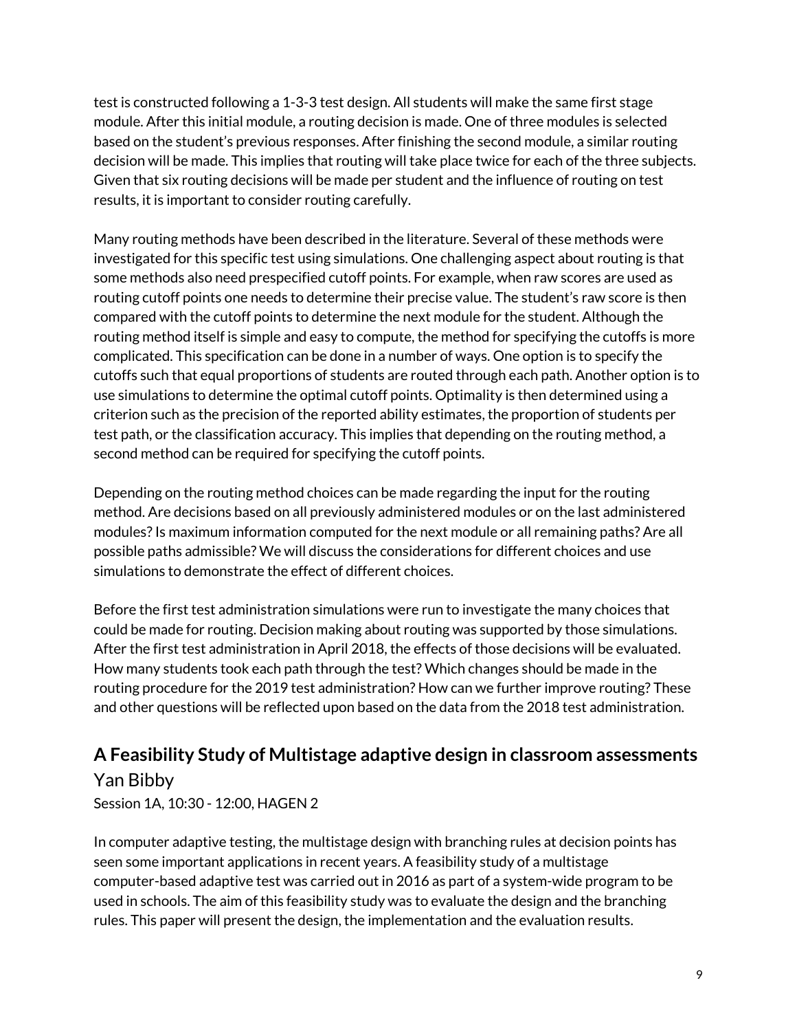test is constructed following a 1-3-3 test design. All students will make the same first stage module. After this initial module, a routing decision is made. One of three modules is selected based on the student's previous responses. After finishing the second module, a similar routing decision will be made. This implies that routing will take place twice for each of the three subjects. Given that six routing decisions will be made per student and the influence of routing on test results, it is important to consider routing carefully.

Many routing methods have been described in the literature. Several of these methods were investigated for this specific test using simulations. One challenging aspect about routing is that some methods also need prespecified cutoff points. For example, when raw scores are used as routing cutoff points one needs to determine their precise value. The student's raw score is then compared with the cutoff points to determine the next module for the student. Although the routing method itself is simple and easy to compute, the method for specifying the cutoffs is more complicated. This specification can be done in a number of ways. One option is to specify the cutoffs such that equal proportions of students are routed through each path. Another option is to use simulations to determine the optimal cutoff points. Optimality is then determined using a criterion such as the precision of the reported ability estimates, the proportion of students per test path, or the classification accuracy. This implies that depending on the routing method, a second method can be required for specifying the cutoff points.

Depending on the routing method choices can be made regarding the input for the routing method. Are decisions based on all previously administered modules or on the last administered modules? Is maximum information computed for the next module or all remaining paths? Are all possible paths admissible? We will discuss the considerations for different choices and use simulations to demonstrate the effect of different choices.

Before the first test administration simulations were run to investigate the many choices that could be made for routing. Decision making about routing was supported by those simulations. After the first test administration in April 2018, the effects of those decisions will be evaluated. How many students took each path through the test? Which changes should be made in the routing procedure for the 2019 test administration? How can we further improve routing? These and other questions will be reflected upon based on the data from the 2018 test administration.

## A Feasibility Study of Multistage adaptive design in classroom assessments

Yan Bibby

Session 1A, 10:30 - 12:00, HAGEN 2

In computer adaptive testing, the multistage design with branching rules at decision points has seen some important applications in recent years. A feasibility study of a multistage computer-based adaptive test was carried out in 2016 as part of a system-wide program to be used in schools. The aim of this feasibility study was to evaluate the design and the branching rules. This paper will present the design, the implementation and the evaluation results.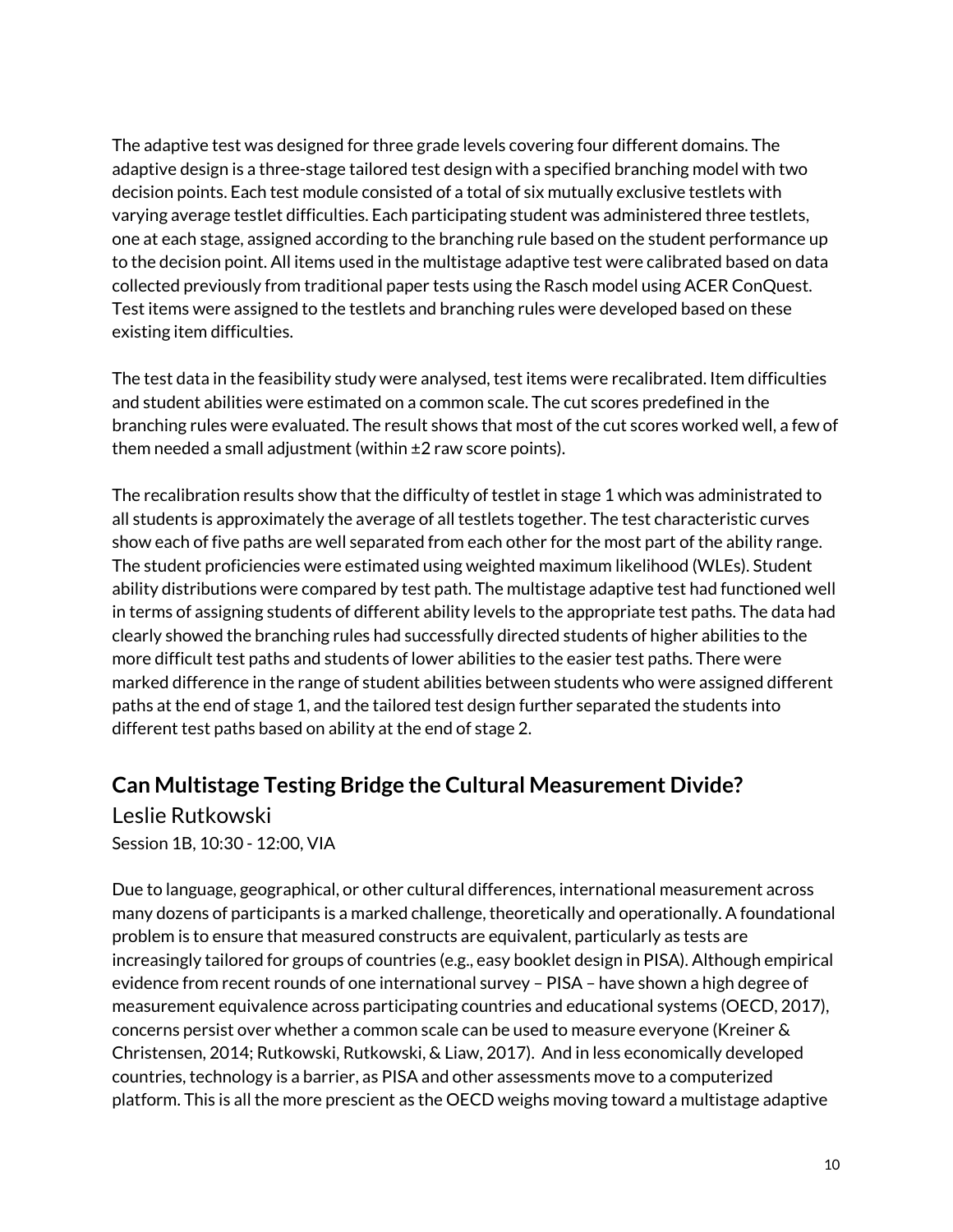The adaptive test was designed for three grade levels covering four different domains. The adaptive design is a three-stage tailored test design with a specified branching model with two decision points. Each test module consisted of a total of six mutually exclusive testlets with varying average testlet difficulties. Each participating student was administered three testlets, one at each stage, assigned according to the branching rule based on the student performance up to the decision point. All items used in the multistage adaptive test were calibrated based on data collected previously from traditional paper tests using the Rasch model using ACER ConQuest. Test items were assigned to the testlets and branching rules were developed based on these existing item difficulties.

The test data in the feasibility study were analysed, test items were recalibrated. Item difficulties and student abilities were estimated on a common scale. The cut scores predefined in the branching rules were evaluated. The result shows that most of the cut scores worked well, a few of them needed a small adjustment (within ±2 raw score points).

The recalibration results show that the difficulty of testlet in stage 1 which was administrated to all students is approximately the average of all testlets together. The test characteristic curves show each of five paths are well separated from each other for the most part of the ability range. The student proficiencies were estimated using weighted maximum likelihood (WLEs). Student ability distributions were compared by test path. The multistage adaptive test had functioned well in terms of assigning students of different ability levels to the appropriate test paths. The data had clearly showed the branching rules had successfully directed students of higher abilities to the more difficult test paths and students of lower abilities to the easier test paths. There were marked difference in the range of student abilities between students who were assigned different paths at the end of stage 1, and the tailored test design further separated the students into different test paths based on ability at the end of stage 2.

## Can Multistage Testing Bridge the Cultural Measurement Divide?

### Leslie Rutkowski

Session 1B, 10:30 - 12:00, VIA

Due to language, geographical, or other cultural differences, international measurement across many dozens of participants is a marked challenge, theoretically and operationally. A foundational problem is to ensure that measured constructs are equivalent, particularly as tests are increasingly tailored for groups of countries (e.g., easy booklet design in PISA). Although empirical evidence from recent rounds of one international survey – PISA – have shown a high degree of measurement equivalence across participating countries and educational systems (OECD, 2017), concerns persist over whether a common scale can be used to measure everyone (Kreiner & Christensen, 2014; Rutkowski, Rutkowski, & Liaw, 2017). And in less economically developed countries, technology is a barrier, as PISA and other assessments move to a computerized platform. This is all the more prescient as the OECD weighs moving toward a multistage adaptive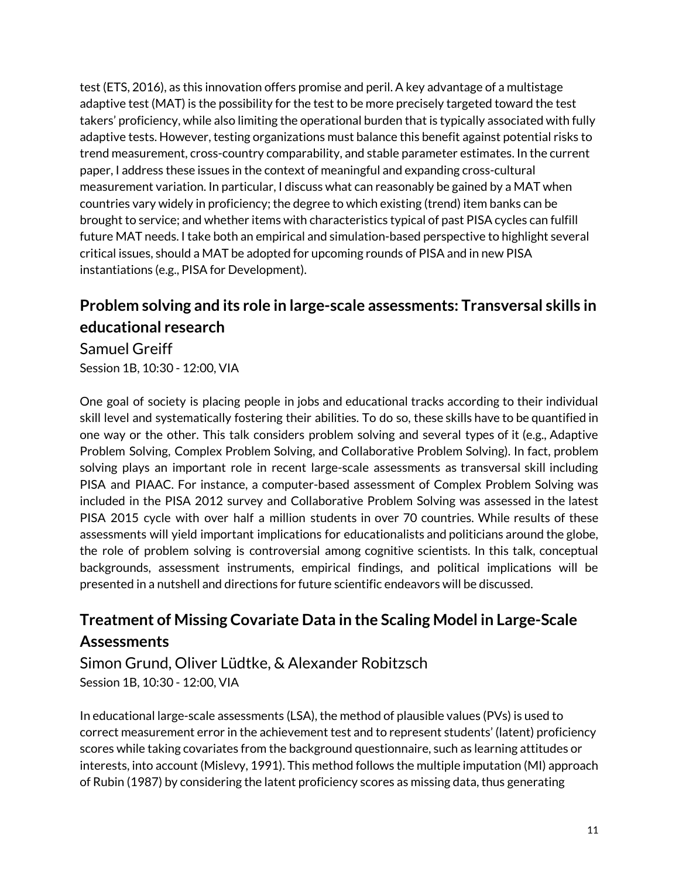test (ETS, 2016), as this innovation offers promise and peril. A key advantage of a multistage adaptive test (MAT) is the possibility for the test to be more precisely targeted toward the test takers' proficiency, while also limiting the operational burden that is typically associated with fully adaptive tests. However, testing organizations must balance this benefit against potential risks to trend measurement, cross-country comparability, and stable parameter estimates. In the current paper, I address these issues in the context of meaningful and expanding cross-cultural measurement variation. In particular, I discuss what can reasonably be gained by a MAT when countries vary widely in proficiency; the degree to which existing (trend) item banks can be brought to service; and whether items with characteristics typical of past PISA cycles can fulfill future MAT needs. I take both an empirical and simulation-based perspective to highlight several critical issues, should a MAT be adopted for upcoming rounds of PISA and in new PISA instantiations (e.g., PISA for Development).

## Problem solving and its role in large-scale assessments: Transversal skills in educational research

Samuel Greiff

Session 1B, 10:30 - 12:00, VIA

One goal of society is placing people in jobs and educational tracks according to their individual skill level and systematically fostering their abilities. To do so, these skills have to be quantified in one way or the other. This talk considers problem solving and several types of it (e.g., Adaptive Problem Solving, Complex Problem Solving, and Collaborative Problem Solving). In fact, problem solving plays an important role in recent large-scale assessments as transversal skill including PISA and PIAAC. For instance, a computer-based assessment of Complex Problem Solving was included in the PISA 2012 survey and Collaborative Problem Solving was assessed in the latest PISA 2015 cycle with over half a million students in over 70 countries. While results of these assessments will yield important implications for educationalists and politicians around the globe, the role of problem solving is controversial among cognitive scientists. In this talk, conceptual backgrounds, assessment instruments, empirical findings, and political implications will be presented in a nutshell and directions for future scientific endeavors will be discussed.

## Treatment of Missing Covariate Data in the Scaling Model in Large-Scale Assessments

Simon Grund, Oliver Lüdtke, & Alexander Robitzsch

Session 1B, 10:30 - 12:00, VIA

In educational large-scale assessments (LSA), the method of plausible values (PVs) is used to correct measurement error in the achievement test and to represent students' (latent) proficiency scores while taking covariates from the background questionnaire, such as learning attitudes or interests, into account (Mislevy, 1991). This method follows the multiple imputation (MI) approach of Rubin (1987) by considering the latent proficiency scores as missing data, thus generating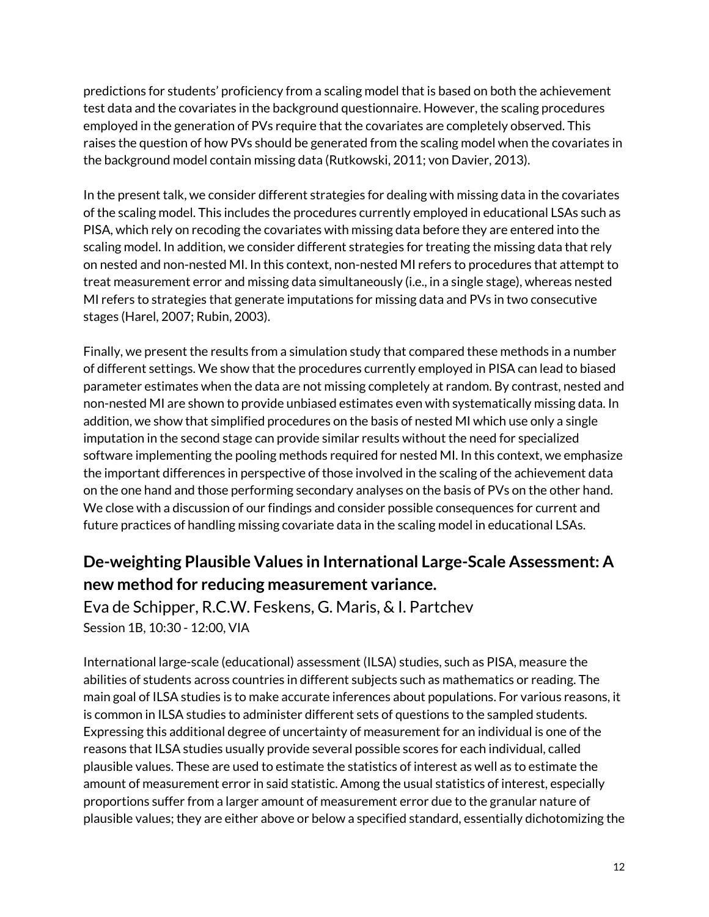predictions for students' proficiency from a scaling model that is based on both the achievement test data and the covariates in the background questionnaire. However, the scaling procedures employed in the generation of PVs require that the covariates are completely observed. This raises the question of how PVs should be generated from the scaling model when the covariates in the background model contain missing data (Rutkowski, 2011; von Davier, 2013).

In the present talk, we consider different strategies for dealing with missing data in the covariates of the scaling model. This includes the procedures currently employed in educational LSAs such as PISA, which rely on recoding the covariates with missing data before they are entered into the scaling model. In addition, we consider different strategies for treating the missing data that rely on nested and non-nested MI. In this context, non-nested MI refers to procedures that attempt to treat measurement error and missing data simultaneously (i.e., in a single stage), whereas nested MI refers to strategies that generate imputations for missing data and PVs in two consecutive stages (Harel, 2007; Rubin, 2003).

Finally, we present the results from a simulation study that compared these methods in a number of different settings. We show that the procedures currently employed in PISA can lead to biased parameter estimates when the data are not missing completely at random. By contrast, nested and non-nested MI are shown to provide unbiased estimates even with systematically missing data. In addition, we show that simplified procedures on the basis of nested MI which use only a single imputation in the second stage can provide similar results without the need for specialized software implementing the pooling methods required for nested MI. In this context, we emphasize the important differences in perspective of those involved in the scaling of the achievement data on the one hand and those performing secondary analyses on the basis of PVs on the other hand. We close with a discussion of our findings and consider possible consequences for current and future practices of handling missing covariate data in the scaling model in educational LSAs.

## De-weighting Plausible Values in International Large-Scale Assessment: A new method for reducing measurement variance.

Eva de Schipper, R.C.W. Feskens, G. Maris, & I. Partchev

Session 1B, 10:30 - 12:00, VIA

International large-scale (educational) assessment (ILSA) studies, such as PISA, measure the abilities of students across countries in different subjects such as mathematics or reading. The main goal of ILSA studies is to make accurate inferences about populations. For various reasons, it is common in ILSA studies to administer different sets of questions to the sampled students. Expressing this additional degree of uncertainty of measurement for an individual is one of the reasons that ILSA studies usually provide several possible scores for each individual, called plausible values. These are used to estimate the statistics of interest as well as to estimate the amount of measurement error in said statistic. Among the usual statistics of interest, especially proportions suffer from a larger amount of measurement error due to the granular nature of plausible values; they are either above or below a specified standard, essentially dichotomizing the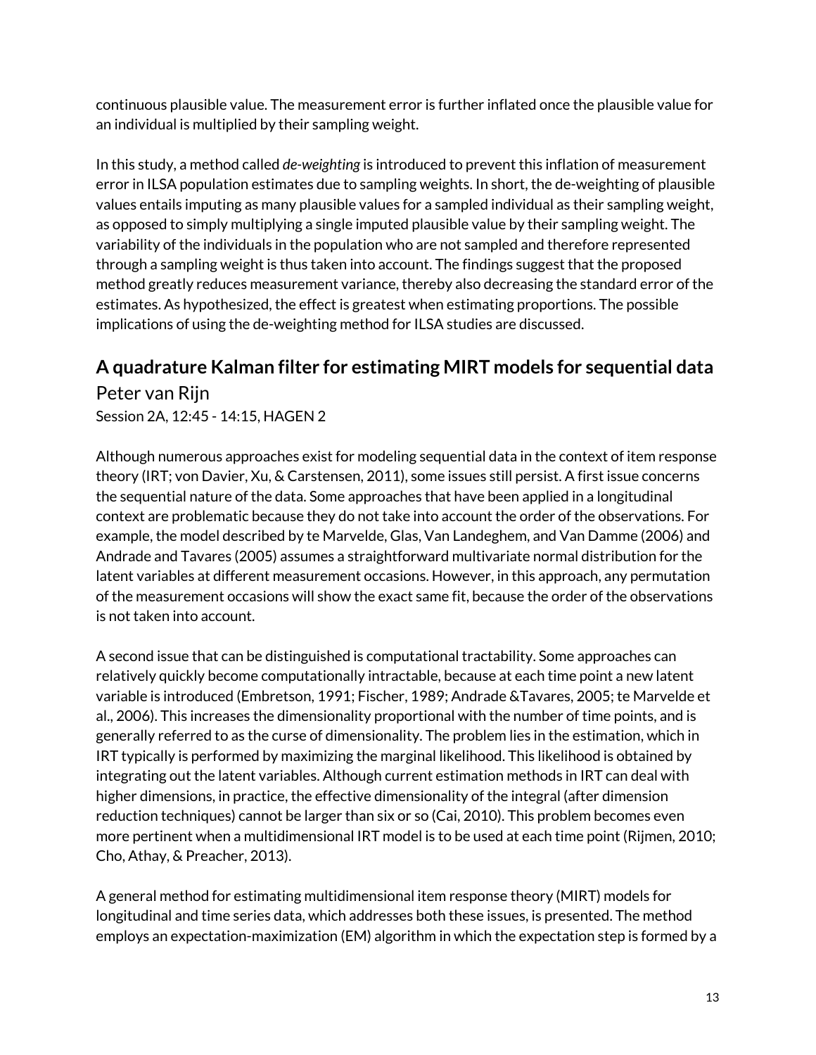continuous plausible value. The measurement error is further inflated once the plausible value for an individual is multiplied by their sampling weight.

In this study, a method called *de-weighting* is introduced to prevent this inflation of measurement error in ILSA population estimates due to sampling weights. In short, the de-weighting of plausible values entails imputing as many plausible values for a sampled individual as their sampling weight, as opposed to simply multiplying a single imputed plausible value by their sampling weight. The variability of the individuals in the population who are not sampled and therefore represented through a sampling weight is thus taken into account. The findings suggest that the proposed method greatly reduces measurement variance, thereby also decreasing the standard error of the estimates. As hypothesized, the effect is greatest when estimating proportions. The possible implications of using the de-weighting method for ILSA studies are discussed.

## A quadrature Kalman filter for estimating MIRT models for sequential data

Peter van Rijn

Session 2A, 12:45 - 14:15, HAGEN 2

Although numerous approaches exist for modeling sequential data in the context of item response theory (IRT; von Davier, Xu, & Carstensen, 2011), some issues still persist. A first issue concerns the sequential nature of the data. Some approaches that have been applied in a longitudinal context are problematic because they do not take into account the order of the observations. For example, the model described by te Marvelde, Glas, Van Landeghem, and Van Damme (2006) and Andrade and Tavares (2005) assumes a straightforward multivariate normal distribution for the latent variables at different measurement occasions. However, in this approach, any permutation of the measurement occasions will show the exact same fit, because the order of the observations is not taken into account.

A second issue that can be distinguished is computational tractability. Some approaches can relatively quickly become computationally intractable, because at each time point a new latent variable is introduced (Embretson, 1991; Fischer, 1989; Andrade &Tavares, 2005; te Marvelde et al., 2006). This increases the dimensionality proportional with the number of time points, and is generally referred to as the curse of dimensionality. The problem lies in the estimation, which in IRT typically is performed by maximizing the marginal likelihood. This likelihood is obtained by integrating out the latent variables. Although current estimation methods in IRT can deal with higher dimensions, in practice, the effective dimensionality of the integral (after dimension reduction techniques) cannot be larger than six or so (Cai, 2010). This problem becomes even more pertinent when a multidimensional IRT model is to be used at each time point (Rijmen, 2010; Cho, Athay, & Preacher, 2013).

A general method for estimating multidimensional item response theory (MIRT) models for longitudinal and time series data, which addresses both these issues, is presented. The method employs an expectation-maximization (EM) algorithm in which the expectation step is formed by a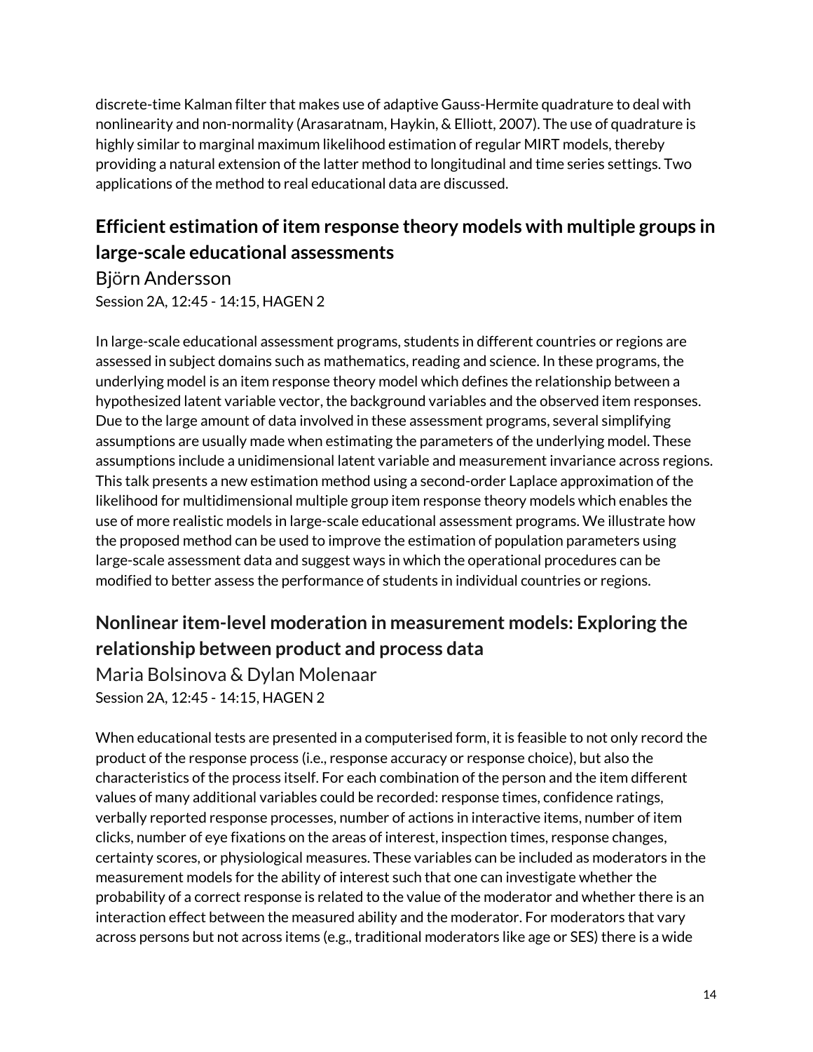discrete-time Kalman filter that makes use of adaptive Gauss-Hermite quadrature to deal with nonlinearity and non-normality (Arasaratnam, Haykin, & Elliott, 2007). The use of quadrature is highly similar to marginal maximum likelihood estimation of regular MIRT models, thereby providing a natural extension of the latter method to longitudinal and time series settings. Two applications of the method to real educational data are discussed.

## Efficient estimation of item response theory models with multiple groups in large-scale educational assessments

Björn Andersson

Session 2A, 12:45 - 14:15, HAGEN 2

In large-scale educational assessment programs, students in different countries or regions are assessed in subject domains such as mathematics, reading and science. In these programs, the underlying model is an item response theory model which defines the relationship between a hypothesized latent variable vector, the background variables and the observed item responses. Due to the large amount of data involved in these assessment programs, several simplifying assumptions are usually made when estimating the parameters of the underlying model. These assumptions include a unidimensional latent variable and measurement invariance across regions. This talk presents a new estimation method using a second-order Laplace approximation of the likelihood for multidimensional multiple group item response theory models which enables the use of more realistic models in large-scale educational assessment programs. We illustrate how the proposed method can be used to improve the estimation of population parameters using large-scale assessment data and suggest ways in which the operational procedures can be modified to better assess the performance of students in individual countries or regions.

## Nonlinear item-level moderation in measurement models: Exploring the relationship between product and process data

Maria Bolsinova & Dylan Molenaar

Session 2A, 12:45 - 14:15, HAGEN 2

When educational tests are presented in a computerised form, it is feasible to not only record the product of the response process (i.e., response accuracy or response choice), but also the characteristics of the process itself. For each combination of the person and the item different values of many additional variables could be recorded: response times, confidence ratings, verbally reported response processes, number of actions in interactive items, number of item clicks, number of eye fixations on the areas of interest, inspection times, response changes, certainty scores, or physiological measures. These variables can be included as moderators in the measurement models for the ability of interest such that one can investigate whether the probability of a correct response is related to the value of the moderator and whether there is an interaction effect between the measured ability and the moderator. For moderators that vary across persons but not across items (e.g., traditional moderators like age or SES) there is a wide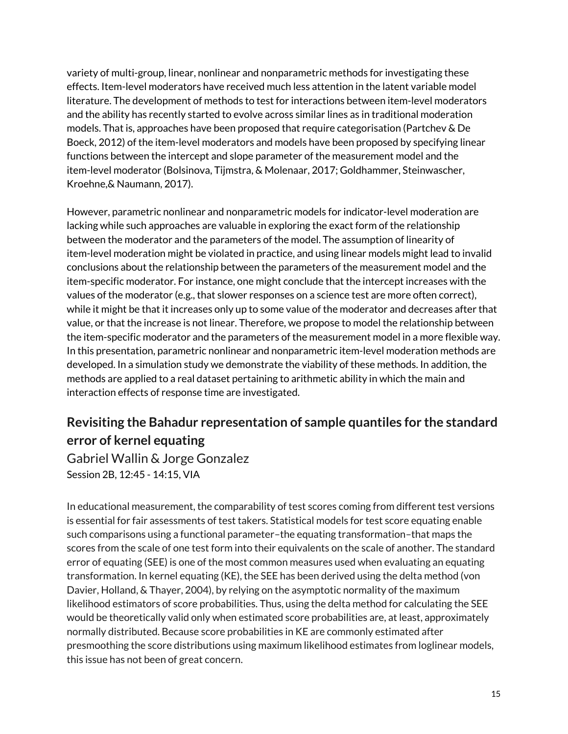variety of multi-group, linear, nonlinear and nonparametric methods for investigating these effects. Item-level moderators have received much less attention in the latent variable model literature. The development of methods to test for interactions between item-level moderators and the ability has recently started to evolve across similar lines as in traditional moderation models. That is, approaches have been proposed that require categorisation (Partchev & De Boeck, 2012) of the item-level moderators and models have been proposed by specifying linear functions between the intercept and slope parameter of the measurement model and the item-level moderator (Bolsinova, Tijmstra, & Molenaar, 2017; Goldhammer, Steinwascher, Kroehne,& Naumann, 2017).

However, parametric nonlinear and nonparametric models for indicator-level moderation are lacking while such approaches are valuable in exploring the exact form of the relationship between the moderator and the parameters of the model. The assumption of linearity of item-level moderation might be violated in practice, and using linear models might lead to invalid conclusions about the relationship between the parameters of the measurement model and the item-specific moderator. For instance, one might conclude that the intercept increases with the values of the moderator (e.g., that slower responses on a science test are more often correct), while it might be that it increases only up to some value of the moderator and decreases after that value, or that the increase is not linear. Therefore, we propose to model the relationship between the item-specific moderator and the parameters of the measurement model in a more flexible way. In this presentation, parametric nonlinear and nonparametric item-level moderation methods are developed. In a simulation study we demonstrate the viability of these methods. In addition, the methods are applied to a real dataset pertaining to arithmetic ability in which the main and interaction effects of response time are investigated.

## Revisiting the Bahadur representation of sample quantiles for the standard error of kernel equating

Gabriel Wallin & Jorge Gonzalez

Session 2B, 12:45 - 14:15, VIA

In educational measurement, the comparability of test scores coming from different test versions is essential for fair assessments of test takers. Statistical models for test score equating enable such comparisons using a functional parameter–the equating transformation–that maps the scores from the scale of one test form into their equivalents on the scale of another. The standard error of equating (SEE) is one of the most common measures used when evaluating an equating transformation. In kernel equating (KE), the SEE has been derived using the delta method (von Davier, Holland, & Thayer, 2004), by relying on the asymptotic normality of the maximum likelihood estimators of score probabilities. Thus, using the delta method for calculating the SEE would be theoretically valid only when estimated score probabilities are, at least, approximately normally distributed. Because score probabilities in KE are commonly estimated after presmoothing the score distributions using maximum likelihood estimates from loglinear models, this issue has not been of great concern.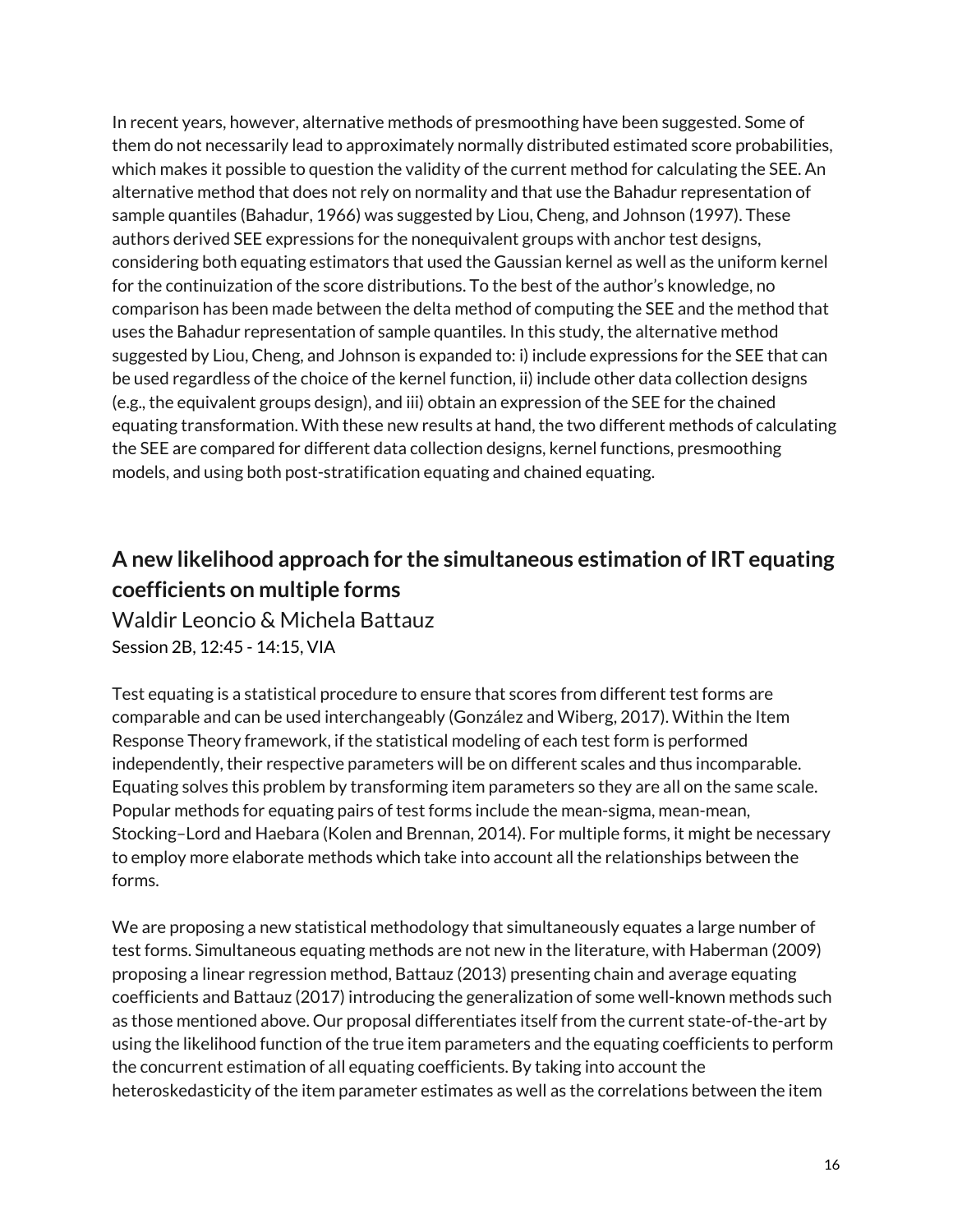In recent years, however, alternative methods of presmoothing have been suggested. Some of them do not necessarily lead to approximately normally distributed estimated score probabilities, which makes it possible to question the validity of the current method for calculating the SEE. An alternative method that does not rely on normality and that use the Bahadur representation of sample quantiles (Bahadur, 1966) was suggested by Liou, Cheng, and Johnson (1997). These authors derived SEE expressions for the nonequivalent groups with anchor test designs, considering both equating estimators that used the Gaussian kernel as well as the uniform kernel for the continuization of the score distributions. To the best of the author's knowledge, no comparison has been made between the delta method of computing the SEE and the method that uses the Bahadur representation of sample quantiles. In this study, the alternative method suggested by Liou, Cheng, and Johnson is expanded to: i) include expressions for the SEE that can be used regardless of the choice of the kernel function, ii) include other data collection designs (e.g., the equivalent groups design), and iii) obtain an expression of the SEE for the chained equating transformation. With these new results at hand, the two different methods of calculating the SEE are compared for different data collection designs, kernel functions, presmoothing models, and using both post-stratification equating and chained equating.

## A new likelihood approach for the simultaneous estimation of IRT equating coefficients on multiple forms

Waldir Leoncio & Michela Battauz

Session 2B, 12:45 - 14:15, VIA

Test equating is a statistical procedure to ensure that scores from different test forms are comparable and can be used interchangeably (González and Wiberg, 2017). Within the Item Response Theory framework, if the statistical modeling of each test form is performed independently, their respective parameters will be on different scales and thus incomparable. Equating solves this problem by transforming item parameters so they are all on the same scale. Popular methods for equating pairs of test forms include the mean-sigma, mean-mean, Stocking–Lord and Haebara (Kolen and Brennan, 2014). For multiple forms, it might be necessary to employ more elaborate methods which take into account all the relationships between the forms.

We are proposing a new statistical methodology that simultaneously equates a large number of test forms. Simultaneous equating methods are not new in the literature, with Haberman (2009) proposing a linear regression method, Battauz (2013) presenting chain and average equating coefficients and Battauz (2017) introducing the generalization of some well-known methods such as those mentioned above. Our proposal differentiates itself from the current state-of-the-art by using the likelihood function of the true item parameters and the equating coefficients to perform the concurrent estimation of all equating coefficients. By taking into account the heteroskedasticity of the item parameter estimates as well as the correlations between the item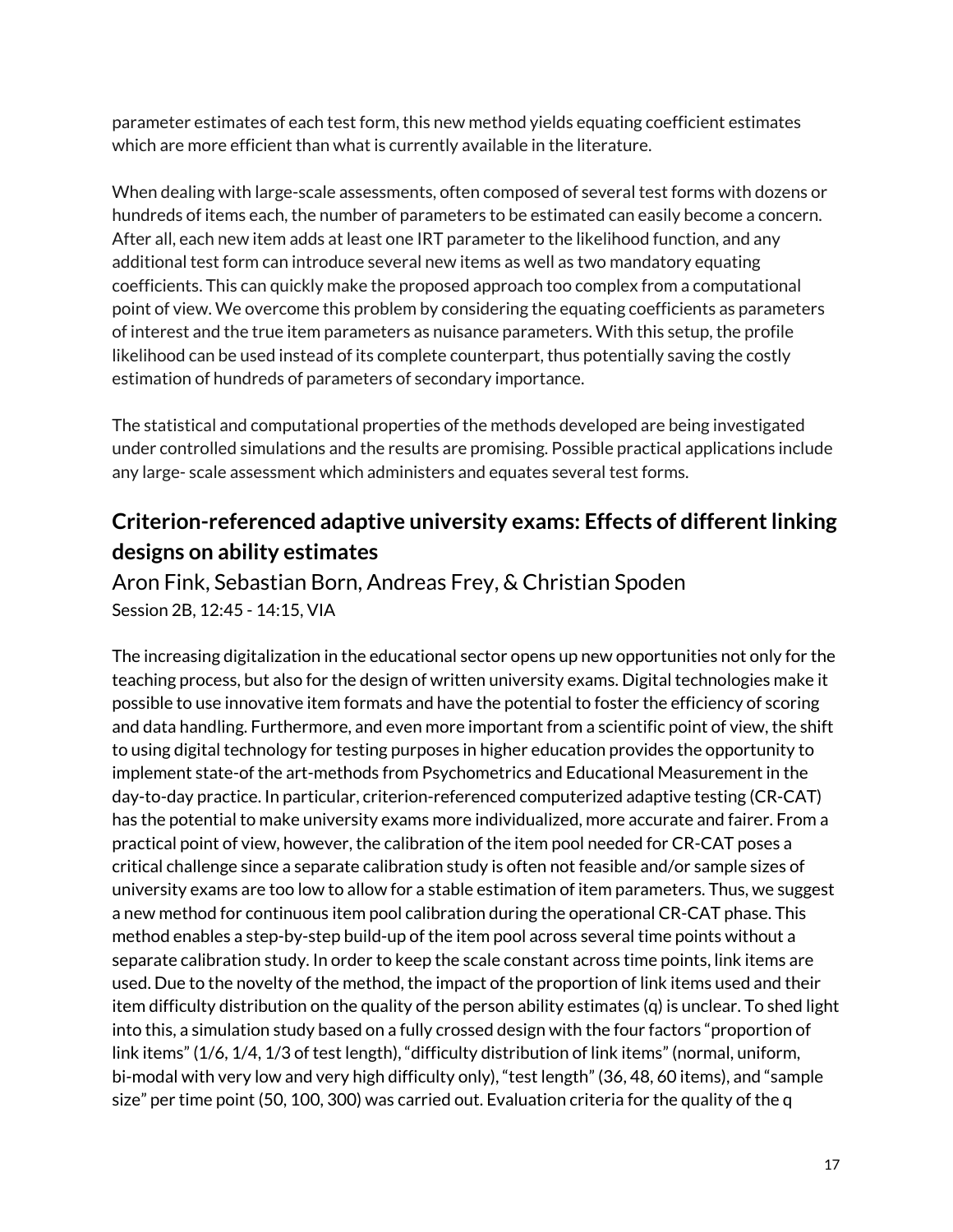parameter estimates of each test form, this new method yields equating coefficient estimates which are more efficient than what is currently available in the literature.

When dealing with large-scale assessments, often composed of several test forms with dozens or hundreds of items each, the number of parameters to be estimated can easily become a concern. After all, each new item adds at least one IRT parameter to the likelihood function, and any additional test form can introduce several new items as well as two mandatory equating coefficients. This can quickly make the proposed approach too complex from a computational point of view. We overcome this problem by considering the equating coefficients as parameters of interest and the true item parameters as nuisance parameters. With this setup, the profile likelihood can be used instead of its complete counterpart, thus potentially saving the costly estimation of hundreds of parameters of secondary importance.

The statistical and computational properties of the methods developed are being investigated under controlled simulations and the results are promising. Possible practical applications include any large- scale assessment which administers and equates several test forms.

## Criterion-referenced adaptive university exams: Effects of different linking designs on ability estimates

Aron Fink, Sebastian Born, Andreas Frey, & Christian Spoden

Session 2B, 12:45 - 14:15, VIA

The increasing digitalization in the educational sector opens up new opportunities not only for the teaching process, but also for the design of written university exams. Digital technologies make it possible to use innovative item formats and have the potential to foster the efficiency of scoring and data handling. Furthermore, and even more important from a scientific point of view, the shift to using digital technology for testing purposes in higher education provides the opportunity to implement state-of the art-methods from Psychometrics and Educational Measurement in the day-to-day practice. In particular, criterion-referenced computerized adaptive testing (CR-CAT) has the potential to make university exams more individualized, more accurate and fairer. From a practical point of view, however, the calibration of the item pool needed for CR-CAT poses a critical challenge since a separate calibration study is often not feasible and/or sample sizes of university exams are too low to allow for a stable estimation of item parameters. Thus, we suggest a new method for continuous item pool calibration during the operational CR-CAT phase. This method enables a step-by-step build-up of the item pool across several time points without a separate calibration study. In order to keep the scale constant across time points, link items are used. Due to the novelty of the method, the impact of the proportion of link items used and their item difficulty distribution on the quality of the person ability estimates (q) is unclear. To shed light into this, a simulation study based on a fully crossed design with the four factors "proportion of link items" (1/6, 1/4, 1/3 of test length), "difficulty distribution of link items" (normal, uniform, bi-modal with very low and very high difficulty only), "test length" (36, 48, 60 items), and "sample size" per time point (50, 100, 300) was carried out. Evaluation criteria for the quality of the q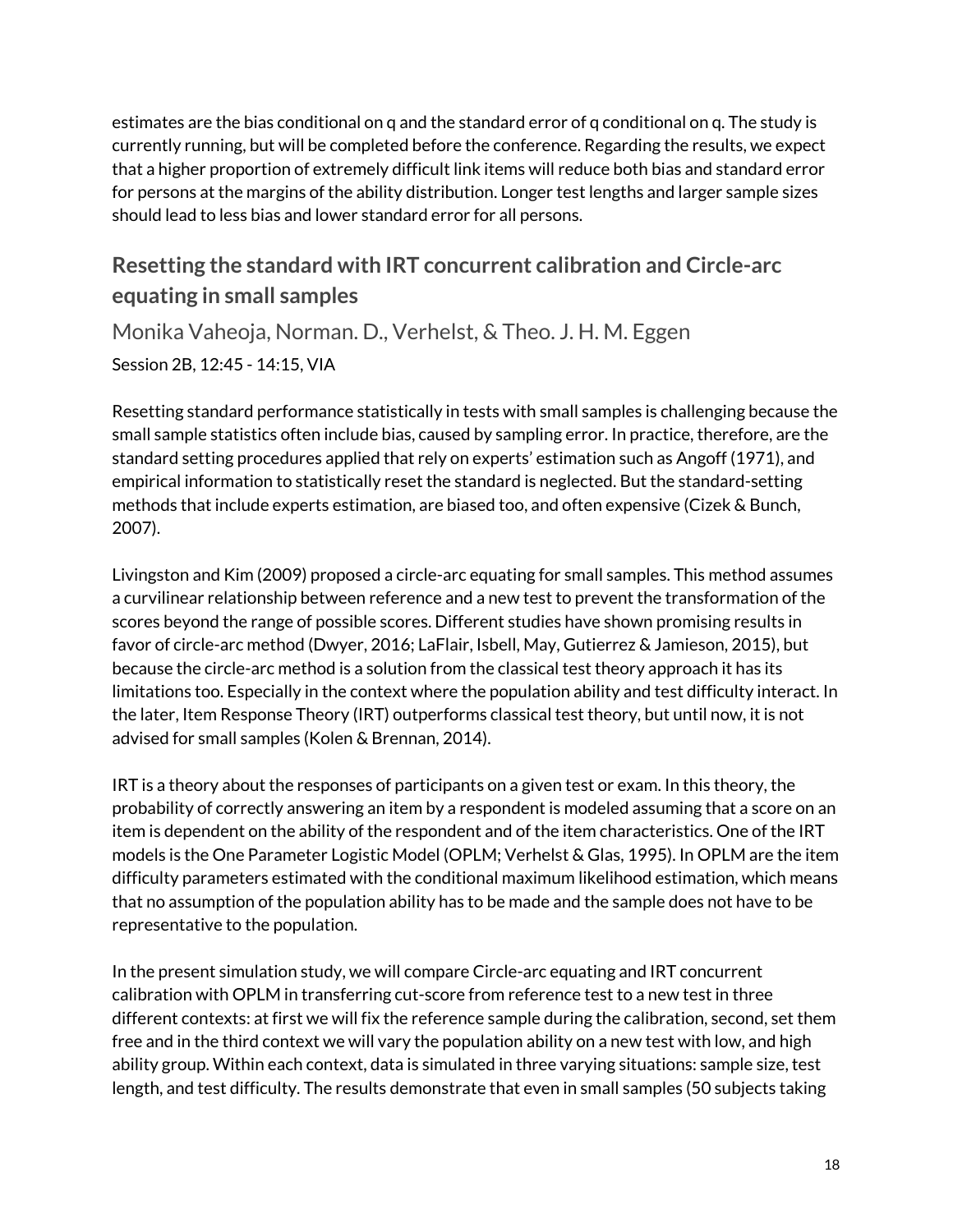estimates are the bias conditional on q and the standard error of q conditional on q. The study is currently running, but will be completed before the conference. Regarding the results, we expect that a higher proportion of extremely difficult link items will reduce both bias and standard error for persons at the margins of the ability distribution. Longer test lengths and larger sample sizes should lead to less bias and lower standard error for all persons.

## Resetting the standard with IRT concurrent calibration and Circle-arc equating in small samples

### Monika Vaheoja, Norman. D., Verhelst, & Theo. J. H. M. Eggen

Session 2B, 12:45 - 14:15, VIA

Resetting standard performance statistically in tests with small samples is challenging because the small sample statistics often include bias, caused by sampling error. In practice, therefore, are the standard setting procedures applied that rely on experts' estimation such as Angoff (1971), and empirical information to statistically reset the standard is neglected. But the standard-setting methods that include experts estimation, are biased too, and often expensive (Cizek & Bunch, 2007).

Livingston and Kim (2009) proposed a circle-arc equating for small samples. This method assumes a curvilinear relationship between reference and a new test to prevent the transformation of the scores beyond the range of possible scores. Different studies have shown promising results in favor of circle-arc method (Dwyer, 2016; LaFlair, Isbell, May, Gutierrez & Jamieson, 2015), but because the circle-arc method is a solution from the classical test theory approach it has its limitations too. Especially in the context where the population ability and test difficulty interact. In the later, Item Response Theory (IRT) outperforms classical test theory, but until now, it is not advised for small samples (Kolen & Brennan, 2014).

IRT is a theory about the responses of participants on a given test or exam. In this theory, the probability of correctly answering an item by a respondent is modeled assuming that a score on an item is dependent on the ability of the respondent and of the item characteristics. One of the IRT models is the One Parameter Logistic Model (OPLM; Verhelst & Glas, 1995). In OPLM are the item difficulty parameters estimated with the conditional maximum likelihood estimation, which means that no assumption of the population ability has to be made and the sample does not have to be representative to the population.

In the present simulation study, we will compare Circle-arc equating and IRT concurrent calibration with OPLM in transferring cut-score from reference test to a new test in three different contexts: at first we will fix the reference sample during the calibration, second, set them free and in the third context we will vary the population ability on a new test with low, and high ability group. Within each context, data is simulated in three varying situations: sample size, test length, and test difficulty. The results demonstrate that even in small samples (50 subjects taking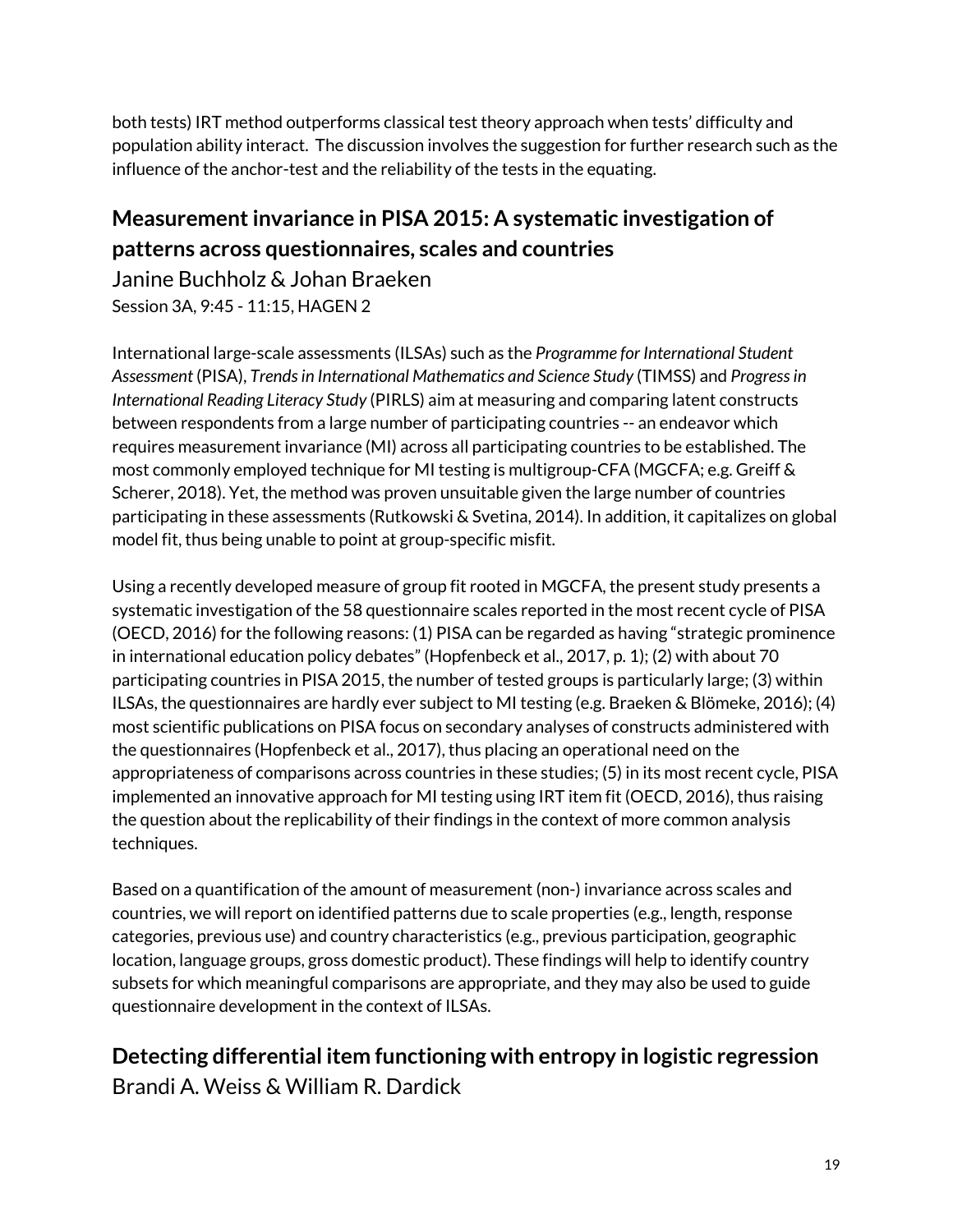both tests) IRT method outperforms classical test theory approach when tests' difficulty and population ability interact. The discussion involves the suggestion for further research such as the influence of the anchor-test and the reliability of the tests in the equating.

## Measurement invariance in PISA 2015: A systematic investigation of patterns across questionnaires, scales and countries

Janine Buchholz & Johan Braeken

Session 3A, 9:45 - 11:15, HAGEN 2

International large-scale assessments (ILSAs) such as the *Programme for International Student Assessment* (PISA), *Trends in International Mathematics and Science Study* (TIMSS) and *Progress in International Reading Literacy Study* (PIRLS) aim at measuring and comparing latent constructs between respondents from a large number of participating countries -- an endeavor which requires measurement invariance (MI) across all participating countries to be established. The most commonly employed technique for MI testing is multigroup-CFA (MGCFA; e.g. Greiff & Scherer, 2018). Yet, the method was proven unsuitable given the large number of countries participating in these assessments (Rutkowski & Svetina, 2014). In addition, it capitalizes on global model fit, thus being unable to point at group-specific misfit.

Using a recently developed measure of group fit rooted in MGCFA, the present study presents a systematic investigation of the 58 questionnaire scales reported in the most recent cycle of PISA (OECD, 2016) for the following reasons: (1) PISA can be regarded as having "strategic prominence in international education policy debates" (Hopfenbeck et al., 2017, p. 1); (2) with about 70 participating countries in PISA 2015, the number of tested groups is particularly large; (3) within ILSAs, the questionnaires are hardly ever subject to MI testing (e.g. Braeken & Blömeke, 2016); (4) most scientific publications on PISA focus on secondary analyses of constructs administered with the questionnaires (Hopfenbeck et al., 2017), thus placing an operational need on the appropriateness of comparisons across countries in these studies; (5) in its most recent cycle, PISA implemented an innovative approach for MI testing using IRT item fit (OECD, 2016), thus raising the question about the replicability of their findings in the context of more common analysis techniques.

Based on a quantification of the amount of measurement (non-) invariance across scales and countries, we will report on identified patterns due to scale properties (e.g., length, response categories, previous use) and country characteristics (e.g., previous participation, geographic location, language groups, gross domestic product). These findings will help to identify country subsets for which meaningful comparisons are appropriate, and they may also be used to guide questionnaire development in the context of ILSAs.

## Detecting differential item functioning with entropy in logistic regression

Brandi A. Weiss & William R. Dardick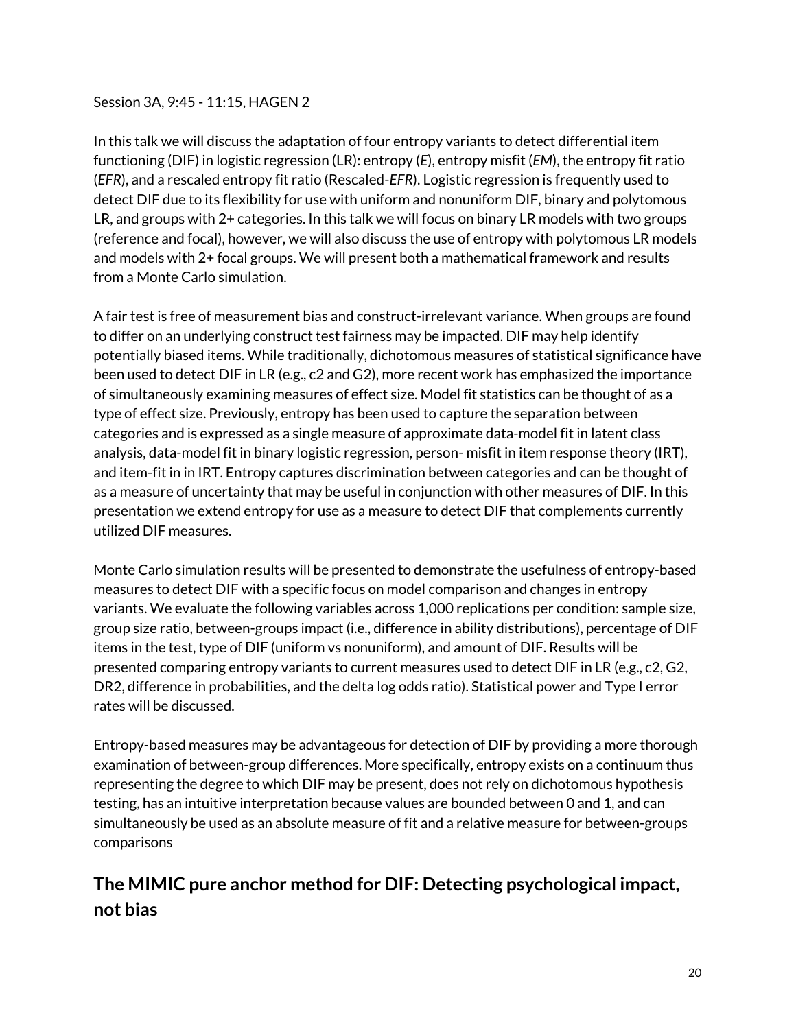Session 3A, 9:45 - 11:15, HAGEN 2

In this talk we will discuss the adaptation of four entropy variants to detect differential item functioning (DIF) in logistic regression (LR): entropy (*E*), entropy misfit (*EM*), the entropy fit ratio (*EFR*), and a rescaled entropy fit ratio (Rescaled-*EFR*). Logistic regression is frequently used to detect DIF due to its flexibility for use with uniform and nonuniform DIF, binary and polytomous LR, and groups with 2+ categories. In this talk we will focus on binary LR models with two groups (reference and focal), however, we will also discuss the use of entropy with polytomous LR models and models with 2+ focal groups. We will present both a mathematical framework and results from a Monte Carlo simulation.

A fair test is free of measurement bias and construct-irrelevant variance. When groups are found to differ on an underlying construct test fairness may be impacted. DIF may help identify potentially biased items. While traditionally, dichotomous measures of statistical significance have been used to detect DIF in LR (e.g., c2 and G2), more recent work has emphasized the importance of simultaneously examining measures of effect size. Model fit statistics can be thought of as a type of effect size. Previously, entropy has been used to capture the separation between categories and is expressed as a single measure of approximate data-model fit in latent class analysis, data-model fit in binary logistic regression, person- misfit in item response theory (IRT), and item-fit in in IRT. Entropy captures discrimination between categories and can be thought of as a measure of uncertainty that may be useful in conjunction with other measures of DIF. In this presentation we extend entropy for use as a measure to detect DIF that complements currently utilized DIF measures.

Monte Carlo simulation results will be presented to demonstrate the usefulness of entropy-based measures to detect DIF with a specific focus on model comparison and changes in entropy variants. We evaluate the following variables across 1,000 replications per condition: sample size, group size ratio, between-groups impact (i.e., difference in ability distributions), percentage of DIF items in the test, type of DIF (uniform vs nonuniform), and amount of DIF. Results will be presented comparing entropy variants to current measures used to detect DIF in LR (e.g., c2, G2, DR2, difference in probabilities, and the delta log odds ratio). Statistical power and Type I error rates will be discussed.

Entropy-based measures may be advantageous for detection of DIF by providing a more thorough examination of between-group differences. More specifically, entropy exists on a continuum thus representing the degree to which DIF may be present, does not rely on dichotomous hypothesis testing, has an intuitive interpretation because values are bounded between 0 and 1, and can simultaneously be used as an absolute measure of fit and a relative measure for between-groups comparisons

## The MIMIC pure anchor method for DIF: Detecting psychological impact, not bias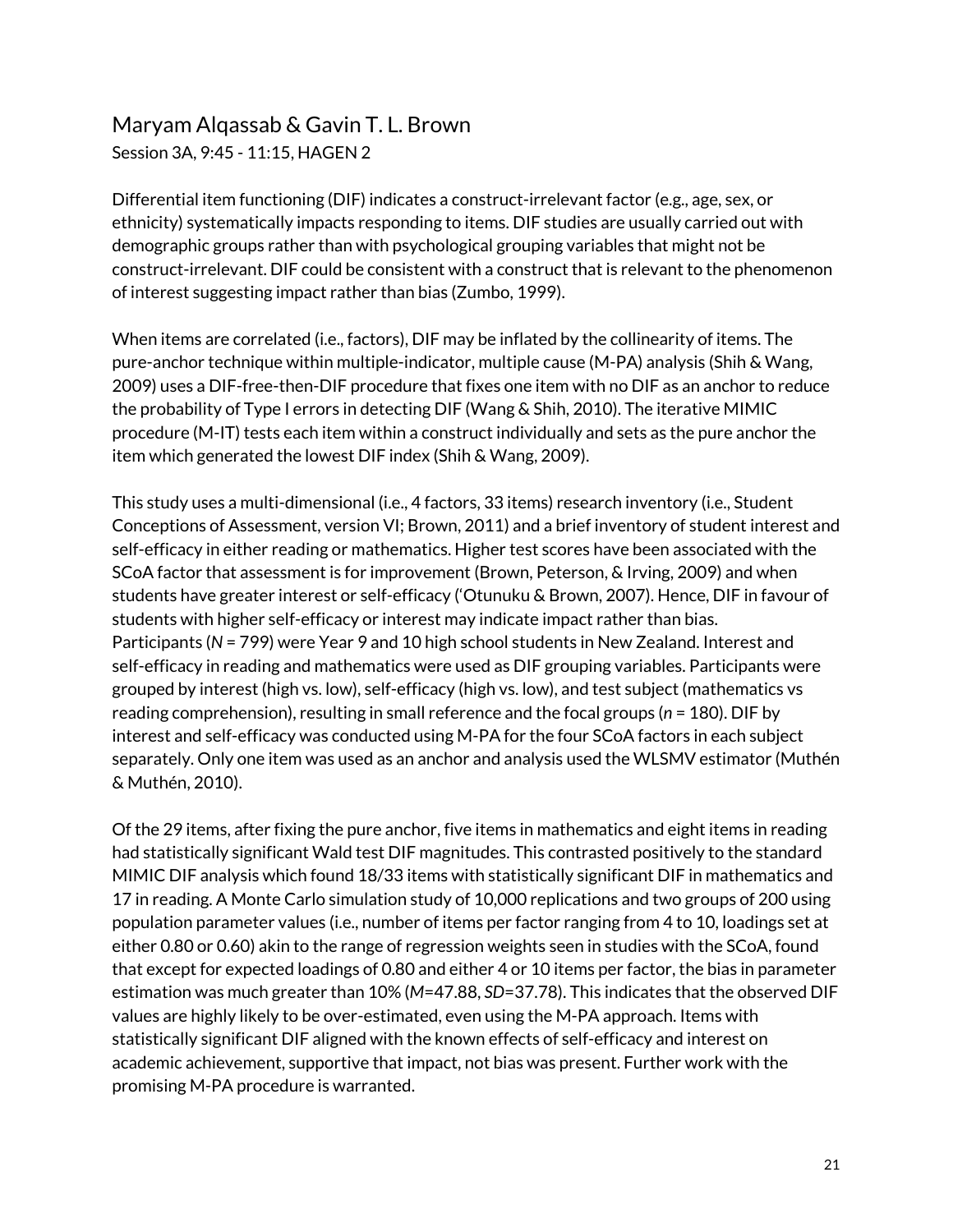## Maryam Alqassab & Gavin T. L. Brown

Session 3A, 9:45 - 11:15, HAGEN 2

Differential item functioning (DIF) indicates a construct-irrelevant factor (e.g., age, sex, or ethnicity) systematically impacts responding to items. DIF studies are usually carried out with demographic groups rather than with psychological grouping variables that might not be construct-irrelevant. DIF could be consistent with a construct that is relevant to the phenomenon of interest suggesting impact rather than bias (Zumbo, 1999).

When items are correlated (i.e., factors), DIF may be inflated by the collinearity of items. The pure-anchor technique within multiple-indicator, multiple cause (M-PA) analysis (Shih & Wang, 2009) uses a DIF-free-then-DIF procedure that fixes one item with no DIF as an anchor to reduce the probability of Type I errors in detecting DIF (Wang & Shih, 2010). The iterative MIMIC procedure (M-IT) tests each item within a construct individually and sets as the pure anchor the item which generated the lowest DIF index (Shih & Wang, 2009).

This study uses a multi-dimensional (i.e., 4 factors, 33 items) research inventory (i.e., Student Conceptions of Assessment, version VI; Brown, 2011) and a brief inventory of student interest and self-efficacy in either reading or mathematics. Higher test scores have been associated with the SCoA factor that assessment is for improvement (Brown, Peterson, & Irving, 2009) and when students have greater interest or self-efficacy ('Otunuku & Brown, 2007). Hence, DIF in favour of students with higher self-efficacy or interest may indicate impact rather than bias.
Participants (*N* = 799) were Year 9 and 10 high school students in New Zealand. Interest and self-efficacy in reading and mathematics were used as DIF grouping variables. Participants were grouped by interest (high vs. low), self-efficacy (high vs. low), and test subject (mathematics vs reading comprehension), resulting in small reference and the focal groups (*n* = 180). DIF by interest and self-efficacy was conducted using M-PA for the four SCoA factors in each subject separately. Only one item was used as an anchor and analysis used the WLSMV estimator (Muthén & Muthén, 2010).

Of the 29 items, after fixing the pure anchor, five items in mathematics and eight items in reading had statistically significant Wald test DIF magnitudes. This contrasted positively to the standard MIMIC DIF analysis which found 18/33 items with statistically significant DIF in mathematics and 17 in reading. A Monte Carlo simulation study of 10,000 replications and two groups of 200 using population parameter values (i.e., number of items per factor ranging from 4 to 10, loadings set at either 0.80 or 0.60) akin to the range of regression weights seen in studies with the SCoA, found that except for expected loadings of 0.80 and either 4 or 10 items per factor, the bias in parameter estimation was much greater than 10% (*M*=47.88, *SD*=37.78). This indicates that the observed DIF values are highly likely to be over-estimated, even using the M-PA approach. Items with statistically significant DIF aligned with the known effects of self-efficacy and interest on academic achievement, supportive that impact, not bias was present. Further work with the promising M-PA procedure is warranted.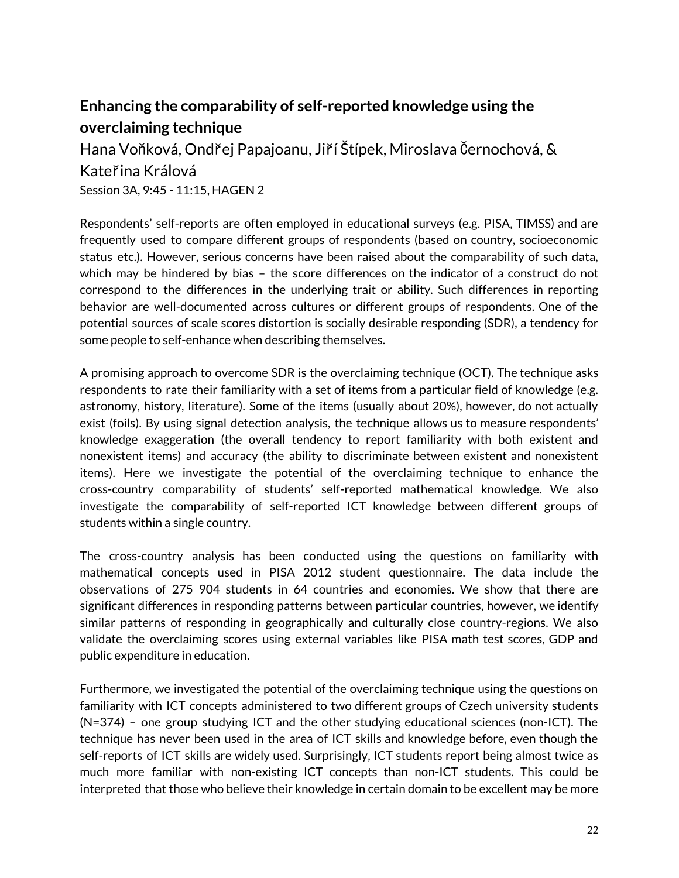## Enhancing the comparability of self-reported knowledge using the overclaiming technique

Hana Voňková, Ondřej Papajoanu, Jiří Štípek, Miroslava Černochová, & Kateřina Králová

Session 3A, 9:45 - 11:15, HAGEN 2

Respondents' self-reports are often employed in educational surveys (e.g. PISA, TIMSS) and are frequently used to compare different groups of respondents (based on country, socioeconomic status etc.). However, serious concerns have been raised about the comparability of such data, which may be hindered by bias – the score differences on the indicator of a construct do not correspond to the differences in the underlying trait or ability. Such differences in reporting behavior are well-documented across cultures or different groups of respondents. One of the potential sources of scale scores distortion is socially desirable responding (SDR), a tendency for some people to self-enhance when describing themselves.

A promising approach to overcome SDR is the overclaiming technique (OCT). The technique asks respondents to rate their familiarity with a set of items from a particular field of knowledge (e.g. astronomy, history, literature). Some of the items (usually about 20%), however, do not actually exist (foils). By using signal detection analysis, the technique allows us to measure respondents' knowledge exaggeration (the overall tendency to report familiarity with both existent and nonexistent items) and accuracy (the ability to discriminate between existent and nonexistent items). Here we investigate the potential of the overclaiming technique to enhance the cross-country comparability of students' self-reported mathematical knowledge. We also investigate the comparability of self-reported ICT knowledge between different groups of students within a single country.

The cross-country analysis has been conducted using the questions on familiarity with mathematical concepts used in PISA 2012 student questionnaire. The data include the observations of 275 904 students in 64 countries and economies. We show that there are significant differences in responding patterns between particular countries, however, we identify similar patterns of responding in geographically and culturally close country-regions. We also validate the overclaiming scores using external variables like PISA math test scores, GDP and public expenditure in education.

Furthermore, we investigated the potential of the overclaiming technique using the questions on familiarity with ICT concepts administered to two different groups of Czech university students (N=374) – one group studying ICT and the other studying educational sciences (non-ICT). The technique has never been used in the area of ICT skills and knowledge before, even though the self-reports of ICT skills are widely used. Surprisingly, ICT students report being almost twice as much more familiar with non-existing ICT concepts than non-ICT students. This could be interpreted that those who believe their knowledge in certain domain to be excellent may be more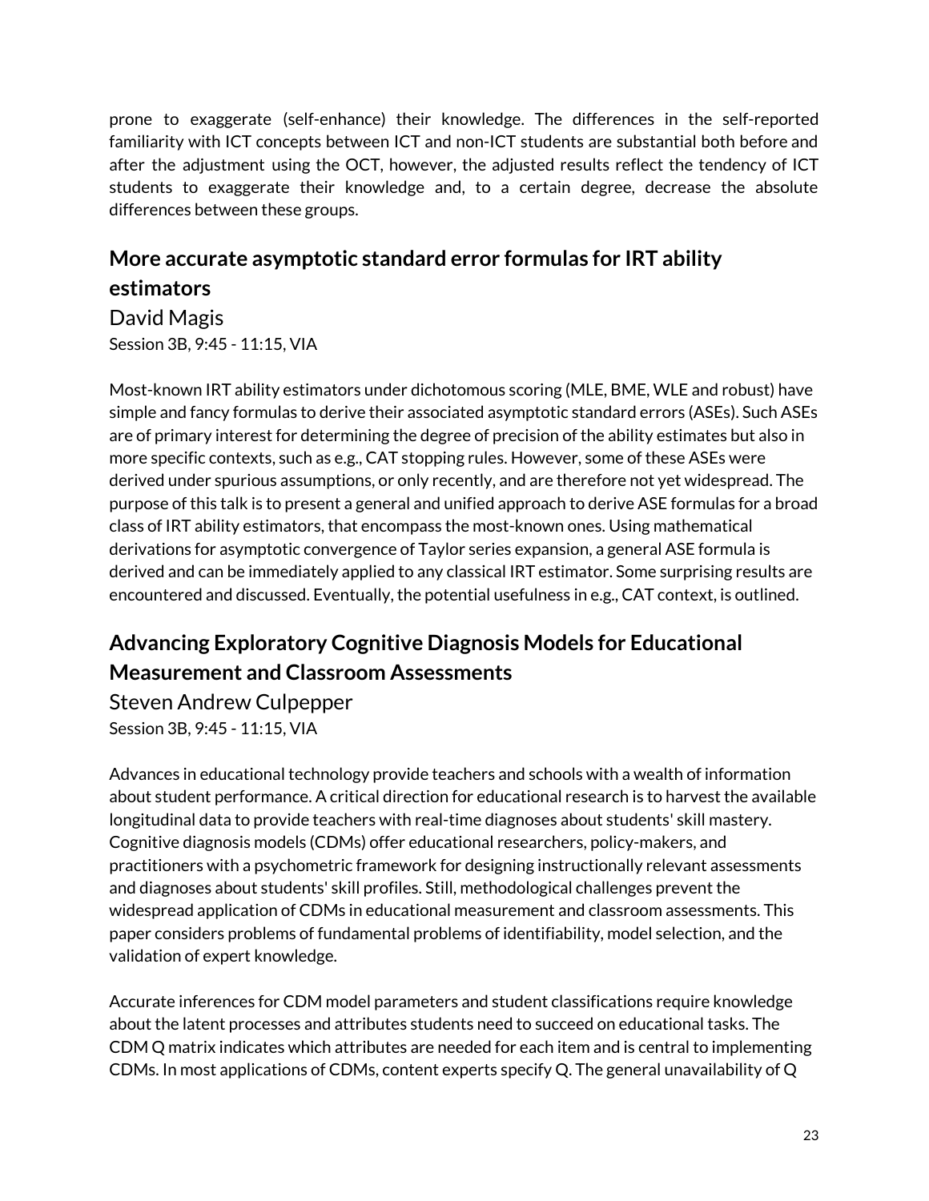prone to exaggerate (self-enhance) their knowledge. The differences in the self-reported familiarity with ICT concepts between ICT and non-ICT students are substantial both before and after the adjustment using the OCT, however, the adjusted results reflect the tendency of ICT students to exaggerate their knowledge and, to a certain degree, decrease the absolute differences between these groups.

## More accurate asymptotic standard error formulas for IRT ability estimators

David Magis

Session 3B, 9:45 - 11:15, VIA

Most-known IRT ability estimators under dichotomous scoring (MLE, BME, WLE and robust) have simple and fancy formulas to derive their associated asymptotic standard errors (ASEs). Such ASEs are of primary interest for determining the degree of precision of the ability estimates but also in more specific contexts, such as e.g., CAT stopping rules. However, some of these ASEs were derived under spurious assumptions, or only recently, and are therefore not yet widespread. The purpose of this talk is to present a general and unified approach to derive ASE formulas for a broad class of IRT ability estimators, that encompass the most-known ones. Using mathematical derivations for asymptotic convergence of Taylor series expansion, a general ASE formula is derived and can be immediately applied to any classical IRT estimator. Some surprising results are encountered and discussed. Eventually, the potential usefulness in e.g., CAT context, is outlined.

## Advancing Exploratory Cognitive Diagnosis Models for Educational Measurement and Classroom Assessments

Steven Andrew Culpepper

Session 3B, 9:45 - 11:15, VIA

Advances in educational technology provide teachers and schools with a wealth of information about student performance. A critical direction for educational research is to harvest the available longitudinal data to provide teachers with real-time diagnoses about students' skill mastery. Cognitive diagnosis models (CDMs) offer educational researchers, policy-makers, and practitioners with a psychometric framework for designing instructionally relevant assessments and diagnoses about students' skill profiles. Still, methodological challenges prevent the widespread application of CDMs in educational measurement and classroom assessments. This paper considers problems of fundamental problems of identifiability, model selection, and the validation of expert knowledge.

Accurate inferences for CDM model parameters and student classifications require knowledge about the latent processes and attributes students need to succeed on educational tasks. The CDM Q matrix indicates which attributes are needed for each item and is central to implementing CDMs. In most applications of CDMs, content experts specify Q. The general unavailability of Q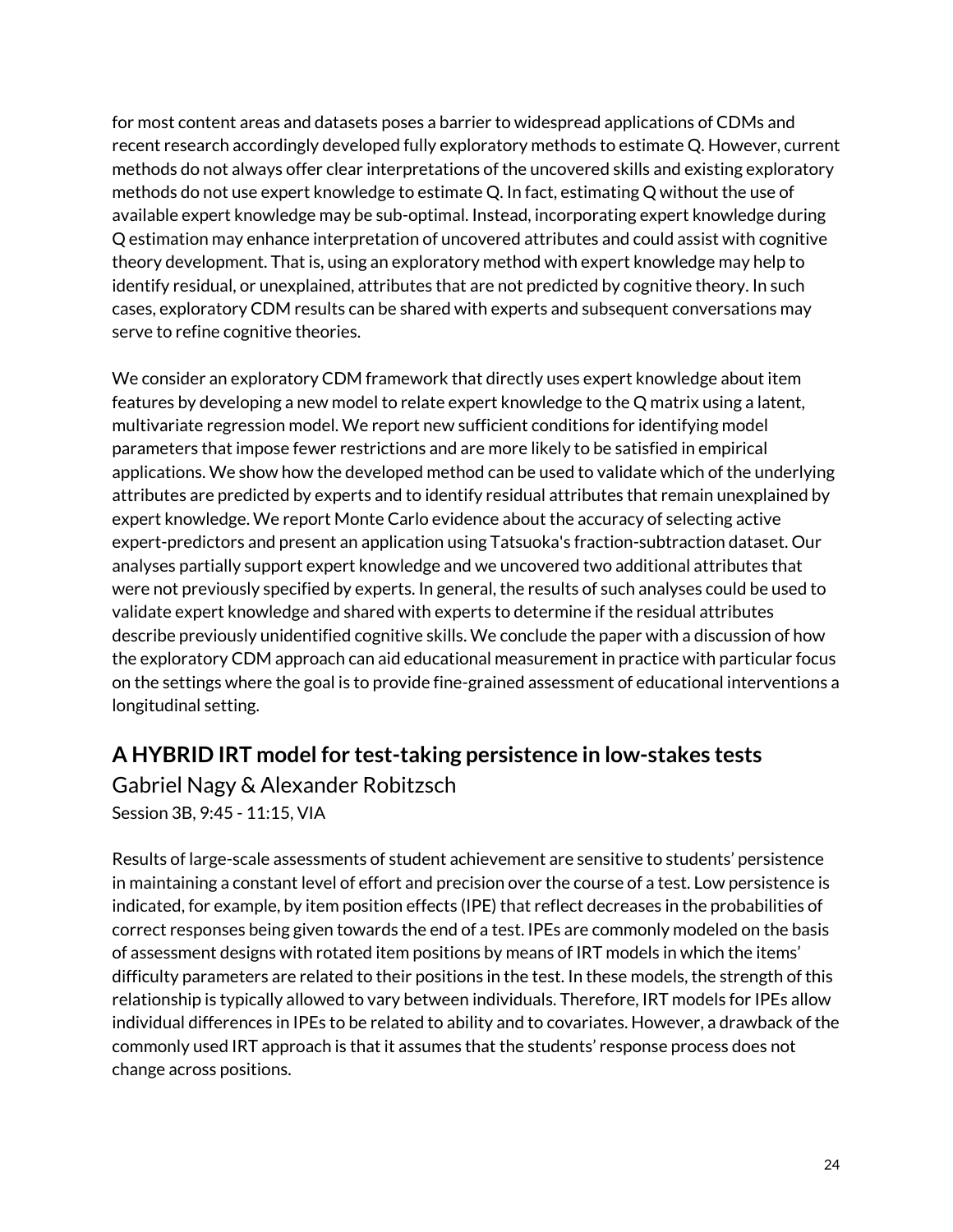for most content areas and datasets poses a barrier to widespread applications of CDMs and recent research accordingly developed fully exploratory methods to estimate Q. However, current methods do not always offer clear interpretations of the uncovered skills and existing exploratory methods do not use expert knowledge to estimate Q. In fact, estimating Q without the use of available expert knowledge may be sub-optimal. Instead, incorporating expert knowledge during Q estimation may enhance interpretation of uncovered attributes and could assist with cognitive theory development. That is, using an exploratory method with expert knowledge may help to identify residual, or unexplained, attributes that are not predicted by cognitive theory. In such cases, exploratory CDM results can be shared with experts and subsequent conversations may serve to refine cognitive theories.

We consider an exploratory CDM framework that directly uses expert knowledge about item features by developing a new model to relate expert knowledge to the Q matrix using a latent, multivariate regression model. We report new sufficient conditions for identifying model parameters that impose fewer restrictions and are more likely to be satisfied in empirical applications. We show how the developed method can be used to validate which of the underlying attributes are predicted by experts and to identify residual attributes that remain unexplained by expert knowledge. We report Monte Carlo evidence about the accuracy of selecting active expert-predictors and present an application using Tatsuoka's fraction-subtraction dataset. Our analyses partially support expert knowledge and we uncovered two additional attributes that were not previously specified by experts. In general, the results of such analyses could be used to validate expert knowledge and shared with experts to determine if the residual attributes describe previously unidentified cognitive skills. We conclude the paper with a discussion of how the exploratory CDM approach can aid educational measurement in practice with particular focus on the settings where the goal is to provide fine-grained assessment of educational interventions a longitudinal setting.

## A HYBRID IRT model for test-taking persistence in low-stakes tests

Gabriel Nagy & Alexander Robitzsch

Session 3B, 9:45 - 11:15, VIA

Results of large-scale assessments of student achievement are sensitive to students' persistence in maintaining a constant level of effort and precision over the course of a test. Low persistence is indicated, for example, by item position effects (IPE) that reflect decreases in the probabilities of correct responses being given towards the end of a test. IPEs are commonly modeled on the basis of assessment designs with rotated item positions by means of IRT models in which the items' difficulty parameters are related to their positions in the test. In these models, the strength of this relationship is typically allowed to vary between individuals. Therefore, IRT models for IPEs allow individual differences in IPEs to be related to ability and to covariates. However, a drawback of the commonly used IRT approach is that it assumes that the students' response process does not change across positions.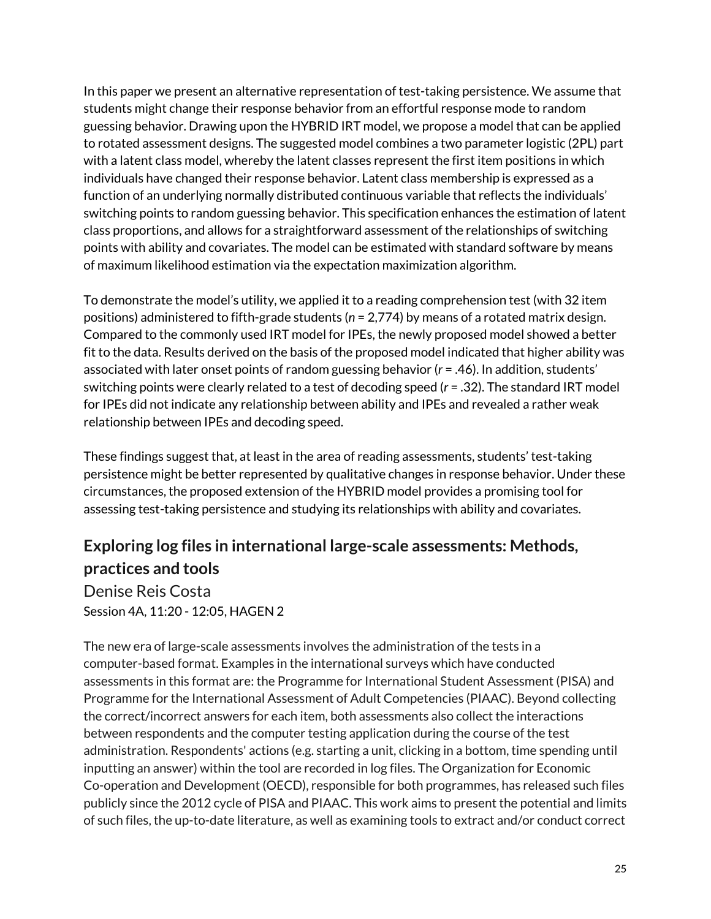In this paper we present an alternative representation of test-taking persistence. We assume that students might change their response behavior from an effortful response mode to random guessing behavior. Drawing upon the HYBRID IRT model, we propose a model that can be applied to rotated assessment designs. The suggested model combines a two parameter logistic (2PL) part with a latent class model, whereby the latent classes represent the first item positions in which individuals have changed their response behavior. Latent class membership is expressed as a function of an underlying normally distributed continuous variable that reflects the individuals' switching points to random guessing behavior. This specification enhances the estimation of latent class proportions, and allows for a straightforward assessment of the relationships of switching points with ability and covariates. The model can be estimated with standard software by means of maximum likelihood estimation via the expectation maximization algorithm.

To demonstrate the model's utility, we applied it to a reading comprehension test (with 32 item positions) administered to fifth-grade students ($n$ = 2,774) by means of a rotated matrix design. Compared to the commonly used IRT model for IPEs, the newly proposed model showed a better fit to the data. Results derived on the basis of the proposed model indicated that higher ability was associated with later onset points of random guessing behavior ($r$ = .46). In addition, students' switching points were clearly related to a test of decoding speed ($r$ = .32). The standard IRT model for IPEs did not indicate any relationship between ability and IPEs and revealed a rather weak relationship between IPEs and decoding speed.

These findings suggest that, at least in the area of reading assessments, students' test-taking persistence might be better represented by qualitative changes in response behavior. Under these circumstances, the proposed extension of the HYBRID model provides a promising tool for assessing test-taking persistence and studying its relationships with ability and covariates.

## Exploring log files in international large-scale assessments: Methods, practices and tools

Denise Reis Costa

Session 4A, 11:20 - 12:05, HAGEN 2

The new era of large-scale assessments involves the administration of the tests in a computer-based format. Examples in the international surveys which have conducted assessments in this format are: the Programme for International Student Assessment (PISA) and Programme for the International Assessment of Adult Competencies (PIAAC). Beyond collecting the correct/incorrect answers for each item, both assessments also collect the interactions between respondents and the computer testing application during the course of the test administration. Respondents' actions (e.g. starting a unit, clicking in a bottom, time spending until inputting an answer) within the tool are recorded in log files. The Organization for Economic Co-operation and Development (OECD), responsible for both programmes, has released such files publicly since the 2012 cycle of PISA and PIAAC. This work aims to present the potential and limits of such files, the up-to-date literature, as well as examining tools to extract and/or conduct correct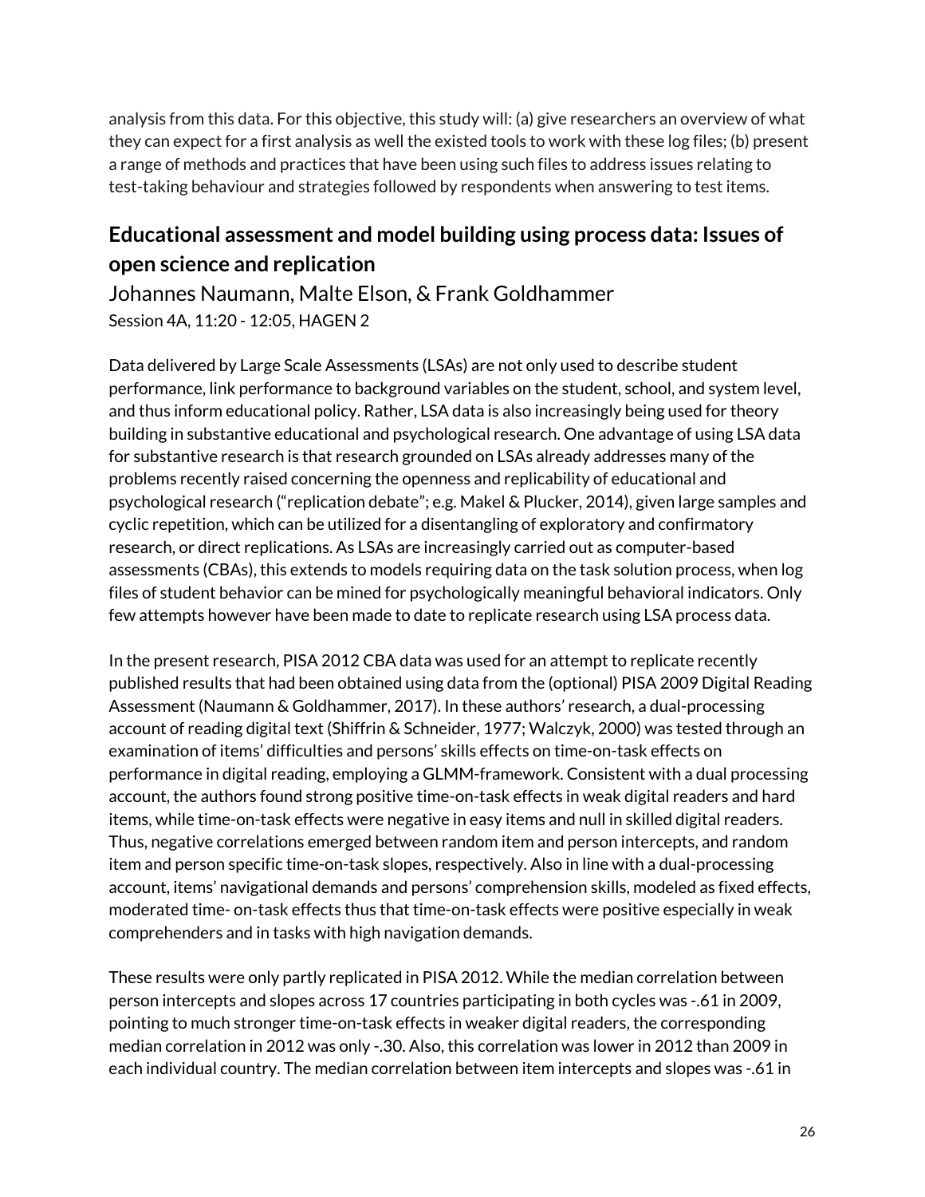analysis from this data. For this objective, this study will: (a) give researchers an overview of what they can expect for a first analysis as well the existed tools to work with these log files; (b) present a range of methods and practices that have been using such files to address issues relating to test-taking behaviour and strategies followed by respondents when answering to test items.

## Educational assessment and model building using process data: Issues of open science and replication

Johannes Naumann, Malte Elson, & Frank Goldhammer

Session 4A, 11:20 - 12:05, HAGEN 2

Data delivered by Large Scale Assessments (LSAs) are not only used to describe student performance, link performance to background variables on the student, school, and system level, and thus inform educational policy. Rather, LSA data is also increasingly being used for theory building in substantive educational and psychological research. One advantage of using LSA data for substantive research is that research grounded on LSAs already addresses many of the problems recently raised concerning the openness and replicability of educational and psychological research ("replication debate"; e.g. Makel & Plucker, 2014), given large samples and cyclic repetition, which can be utilized for a disentangling of exploratory and confirmatory research, or direct replications. As LSAs are increasingly carried out as computer-based assessments (CBAs), this extends to models requiring data on the task solution process, when log files of student behavior can be mined for psychologically meaningful behavioral indicators. Only few attempts however have been made to date to replicate research using LSA process data.

In the present research, PISA 2012 CBA data was used for an attempt to replicate recently published results that had been obtained using data from the (optional) PISA 2009 Digital Reading Assessment (Naumann & Goldhammer, 2017). In these authors' research, a dual-processing account of reading digital text (Shiffrin & Schneider, 1977; Walczyk, 2000) was tested through an examination of items' difficulties and persons' skills effects on time-on-task effects on performance in digital reading, employing a GLMM-framework. Consistent with a dual processing account, the authors found strong positive time-on-task effects in weak digital readers and hard items, while time-on-task effects were negative in easy items and null in skilled digital readers. Thus, negative correlations emerged between random item and person intercepts, and random item and person specific time-on-task slopes, respectively. Also in line with a dual-processing account, items' navigational demands and persons' comprehension skills, modeled as fixed effects, moderated time- on-task effects thus that time-on-task effects were positive especially in weak comprehenders and in tasks with high navigation demands.

These results were only partly replicated in PISA 2012. While the median correlation between person intercepts and slopes across 17 countries participating in both cycles was -.61 in 2009, pointing to much stronger time-on-task effects in weaker digital readers, the corresponding median correlation in 2012 was only -.30. Also, this correlation was lower in 2012 than 2009 in each individual country. The median correlation between item intercepts and slopes was -.61 in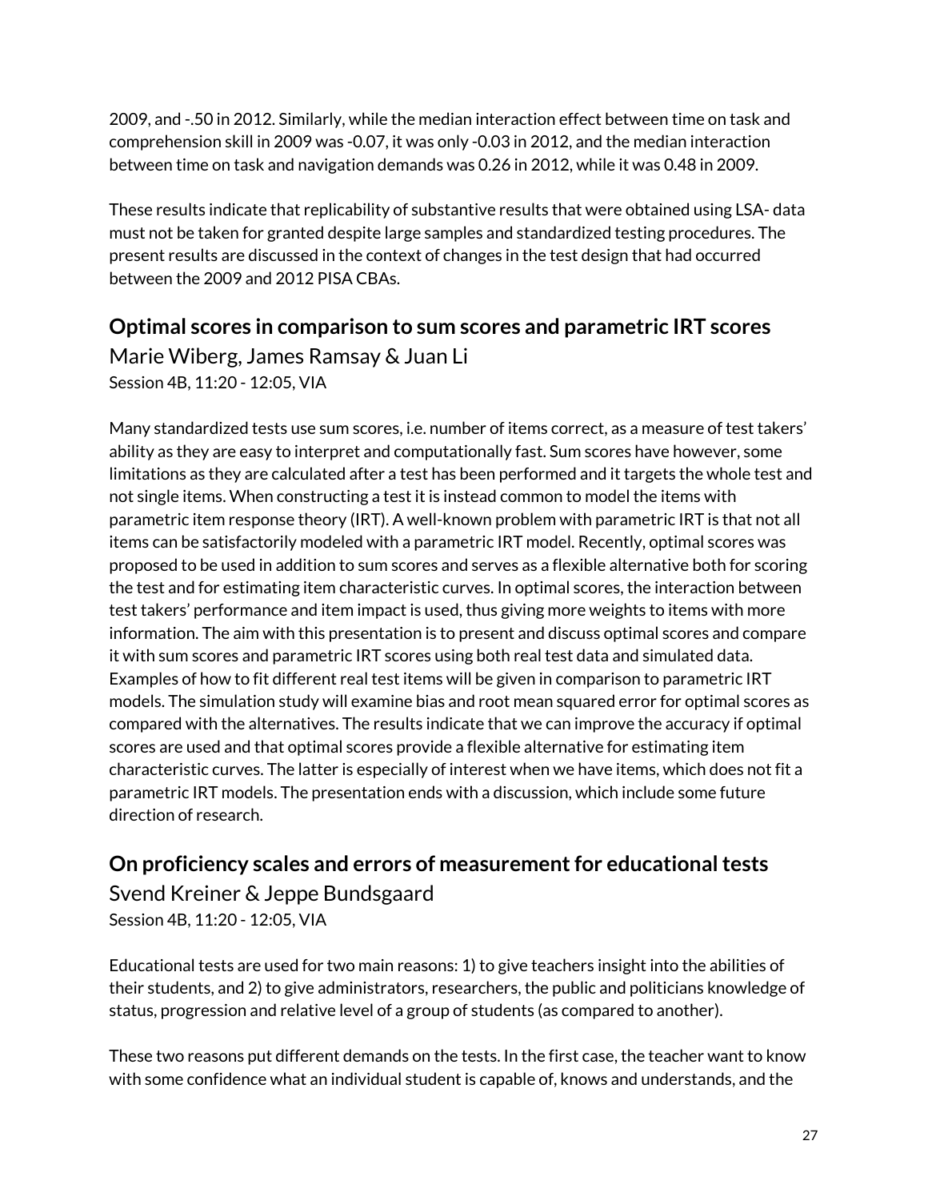2009, and -.50 in 2012. Similarly, while the median interaction effect between time on task and comprehension skill in 2009 was -0.07, it was only -0.03 in 2012, and the median interaction between time on task and navigation demands was 0.26 in 2012, while it was 0.48 in 2009.

These results indicate that replicability of substantive results that were obtained using LSA- data must not be taken for granted despite large samples and standardized testing procedures. The present results are discussed in the context of changes in the test design that had occurred between the 2009 and 2012 PISA CBAs.

## Optimal scores in comparison to sum scores and parametric IRT scores

Marie Wiberg, James Ramsay & Juan Li

Session 4B, 11:20 - 12:05, VIA

Many standardized tests use sum scores, i.e. number of items correct, as a measure of test takers' ability as they are easy to interpret and computationally fast. Sum scores have however, some limitations as they are calculated after a test has been performed and it targets the whole test and not single items. When constructing a test it is instead common to model the items with parametric item response theory (IRT). A well-known problem with parametric IRT is that not all items can be satisfactorily modeled with a parametric IRT model. Recently, optimal scores was proposed to be used in addition to sum scores and serves as a flexible alternative both for scoring the test and for estimating item characteristic curves. In optimal scores, the interaction between test takers' performance and item impact is used, thus giving more weights to items with more information. The aim with this presentation is to present and discuss optimal scores and compare it with sum scores and parametric IRT scores using both real test data and simulated data. Examples of how to fit different real test items will be given in comparison to parametric IRT models. The simulation study will examine bias and root mean squared error for optimal scores as compared with the alternatives. The results indicate that we can improve the accuracy if optimal scores are used and that optimal scores provide a flexible alternative for estimating item characteristic curves. The latter is especially of interest when we have items, which does not fit a parametric IRT models. The presentation ends with a discussion, which include some future direction of research.

## On proficiency scales and errors of measurement for educational tests

Svend Kreiner & Jeppe Bundsgaard

Session 4B, 11:20 - 12:05, VIA

Educational tests are used for two main reasons: 1) to give teachers insight into the abilities of their students, and 2) to give administrators, researchers, the public and politicians knowledge of status, progression and relative level of a group of students (as compared to another).

These two reasons put different demands on the tests. In the first case, the teacher want to know with some confidence what an individual student is capable of, knows and understands, and the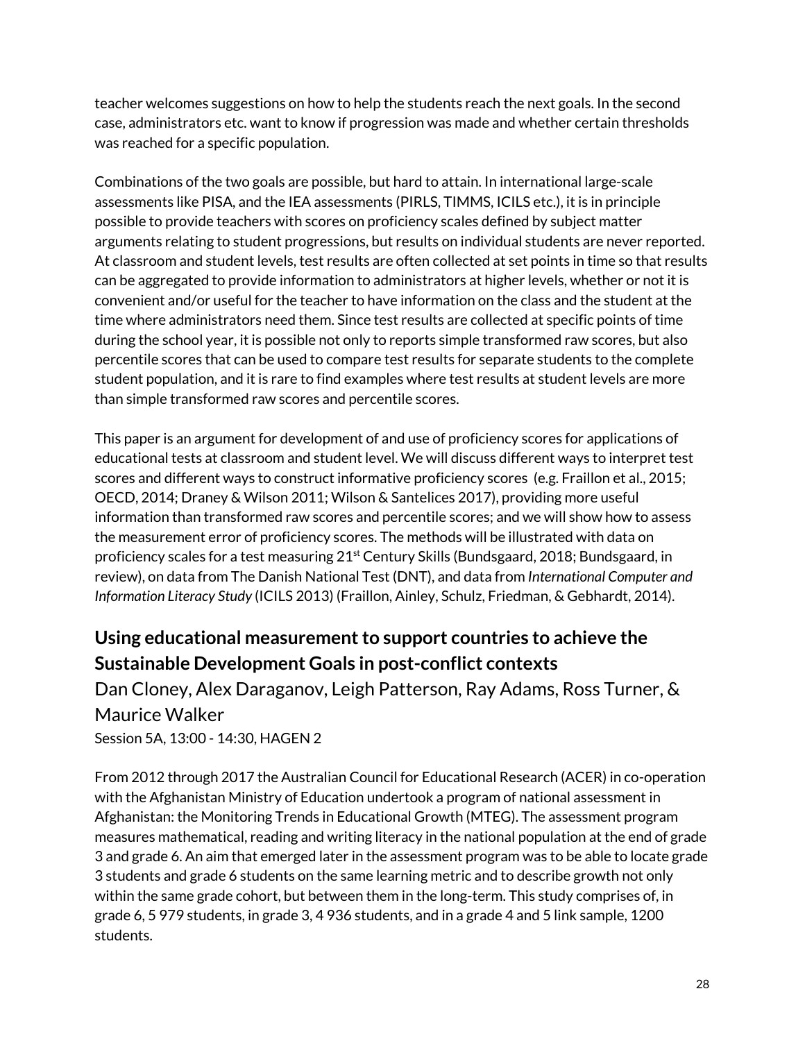teacher welcomes suggestions on how to help the students reach the next goals. In the second case, administrators etc. want to know if progression was made and whether certain thresholds was reached for a specific population.

Combinations of the two goals are possible, but hard to attain. In international large-scale assessments like PISA, and the IEA assessments (PIRLS, TIMMS, ICILS etc.), it is in principle possible to provide teachers with scores on proficiency scales defined by subject matter arguments relating to student progressions, but results on individual students are never reported. At classroom and student levels, test results are often collected at set points in time so that results can be aggregated to provide information to administrators at higher levels, whether or not it is convenient and/or useful for the teacher to have information on the class and the student at the time where administrators need them. Since test results are collected at specific points of time during the school year, it is possible not only to reports simple transformed raw scores, but also percentile scores that can be used to compare test results for separate students to the complete student population, and it is rare to find examples where test results at student levels are more than simple transformed raw scores and percentile scores.

This paper is an argument for development of and use of proficiency scores for applications of educational tests at classroom and student level. We will discuss different ways to interpret test scores and different ways to construct informative proficiency scores (e.g. Fraillon et al., 2015; OECD, 2014; Draney & Wilson 2011; Wilson & Santelices 2017), providing more useful information than transformed raw scores and percentile scores; and we will show how to assess the measurement error of proficiency scores. The methods will be illustrated with data on proficiency scales for a test measuring 21st Century Skills (Bundsgaard, 2018; Bundsgaard, in review), on data from The Danish National Test (DNT), and data from *International Computer and Information Literacy Study* (ICILS 2013) (Fraillon, Ainley, Schulz, Friedman, & Gebhardt, 2014).

## Using educational measurement to support countries to achieve the Sustainable Development Goals in post-conflict contexts

Dan Cloney, Alex Daraganov, Leigh Patterson, Ray Adams, Ross Turner, & Maurice Walker

Session 5A, 13:00 - 14:30, HAGEN 2

From 2012 through 2017 the Australian Council for Educational Research (ACER) in co-operation with the Afghanistan Ministry of Education undertook a program of national assessment in Afghanistan: the Monitoring Trends in Educational Growth (MTEG). The assessment program measures mathematical, reading and writing literacy in the national population at the end of grade 3 and grade 6. An aim that emerged later in the assessment program was to be able to locate grade 3 students and grade 6 students on the same learning metric and to describe growth not only within the same grade cohort, but between them in the long-term. This study comprises of, in grade 6, 5 979 students, in grade 3, 4 936 students, and in a grade 4 and 5 link sample, 1200 students.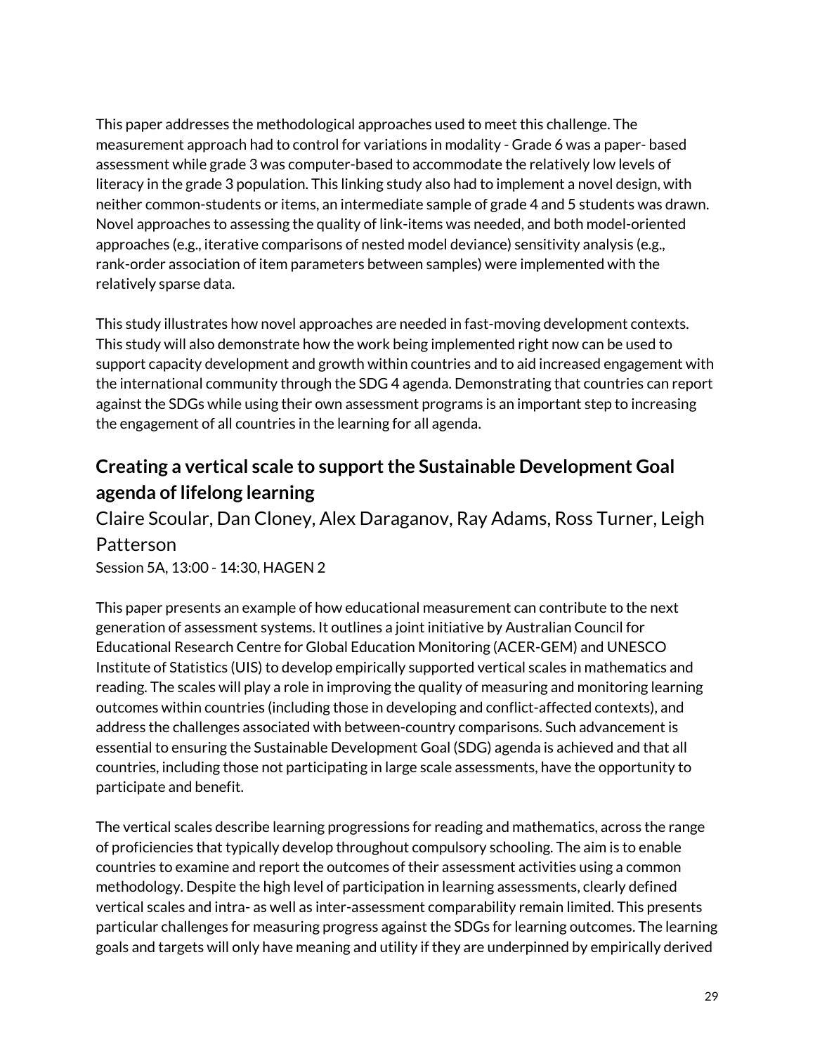This paper addresses the methodological approaches used to meet this challenge. The measurement approach had to control for variations in modality - Grade 6 was a paper- based assessment while grade 3 was computer-based to accommodate the relatively low levels of literacy in the grade 3 population. This linking study also had to implement a novel design, with neither common-students or items, an intermediate sample of grade 4 and 5 students was drawn. Novel approaches to assessing the quality of link-items was needed, and both model-oriented approaches (e.g., iterative comparisons of nested model deviance) sensitivity analysis (e.g., rank-order association of item parameters between samples) were implemented with the relatively sparse data.

This study illustrates how novel approaches are needed in fast-moving development contexts. This study will also demonstrate how the work being implemented right now can be used to support capacity development and growth within countries and to aid increased engagement with the international community through the SDG 4 agenda. Demonstrating that countries can report against the SDGs while using their own assessment programs is an important step to increasing the engagement of all countries in the learning for all agenda.

## Creating a vertical scale to support the Sustainable Development Goal agenda of lifelong learning

Claire Scoular, Dan Cloney, Alex Daraganov, Ray Adams, Ross Turner, Leigh Patterson

Session 5A, 13:00 - 14:30, HAGEN 2

This paper presents an example of how educational measurement can contribute to the next generation of assessment systems. It outlines a joint initiative by Australian Council for Educational Research Centre for Global Education Monitoring (ACER-GEM) and UNESCO Institute of Statistics (UIS) to develop empirically supported vertical scales in mathematics and reading. The scales will play a role in improving the quality of measuring and monitoring learning outcomes within countries (including those in developing and conflict-affected contexts), and address the challenges associated with between-country comparisons. Such advancement is essential to ensuring the Sustainable Development Goal (SDG) agenda is achieved and that all countries, including those not participating in large scale assessments, have the opportunity to participate and benefit.

The vertical scales describe learning progressions for reading and mathematics, across the range of proficiencies that typically develop throughout compulsory schooling. The aim is to enable countries to examine and report the outcomes of their assessment activities using a common methodology. Despite the high level of participation in learning assessments, clearly defined vertical scales and intra- as well as inter-assessment comparability remain limited. This presents particular challenges for measuring progress against the SDGs for learning outcomes. The learning goals and targets will only have meaning and utility if they are underpinned by empirically derived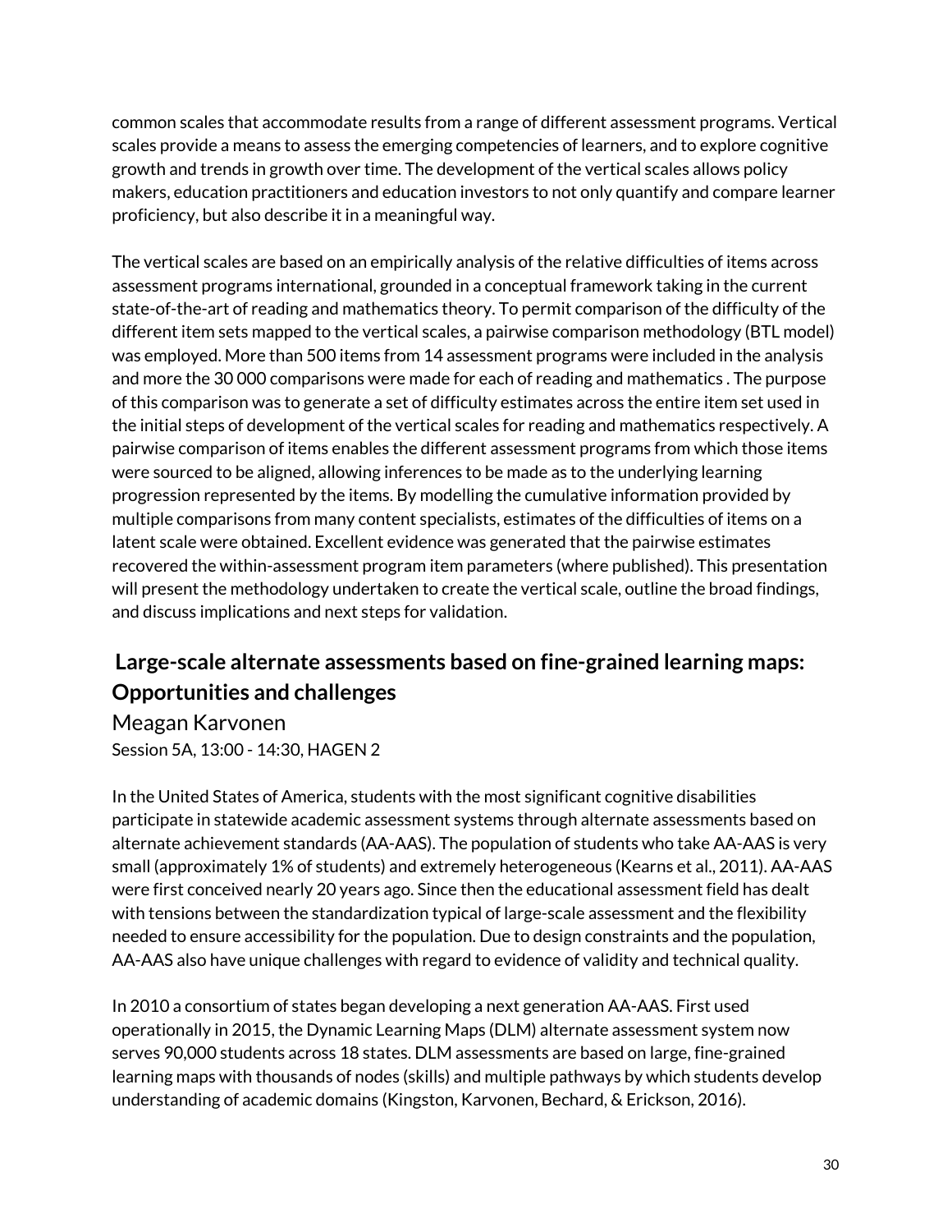common scales that accommodate results from a range of different assessment programs. Vertical scales provide a means to assess the emerging competencies of learners, and to explore cognitive growth and trends in growth over time. The development of the vertical scales allows policy makers, education practitioners and education investors to not only quantify and compare learner proficiency, but also describe it in a meaningful way.

The vertical scales are based on an empirically analysis of the relative difficulties of items across assessment programs international, grounded in a conceptual framework taking in the current state-of-the-art of reading and mathematics theory. To permit comparison of the difficulty of the different item sets mapped to the vertical scales, a pairwise comparison methodology (BTL model) was employed. More than 500 items from 14 assessment programs were included in the analysis and more the 30 000 comparisons were made for each of reading and mathematics . The purpose of this comparison was to generate a set of difficulty estimates across the entire item set used in the initial steps of development of the vertical scales for reading and mathematics respectively. A pairwise comparison of items enables the different assessment programs from which those items were sourced to be aligned, allowing inferences to be made as to the underlying learning progression represented by the items. By modelling the cumulative information provided by multiple comparisons from many content specialists, estimates of the difficulties of items on a latent scale were obtained. Excellent evidence was generated that the pairwise estimates recovered the within-assessment program item parameters (where published). This presentation will present the methodology undertaken to create the vertical scale, outline the broad findings, and discuss implications and next steps for validation.

## Large-scale alternate assessments based on fine-grained learning maps: Opportunities and challenges

Meagan Karvonen

Session 5A, 13:00 - 14:30, HAGEN 2

In the United States of America, students with the most significant cognitive disabilities participate in statewide academic assessment systems through alternate assessments based on alternate achievement standards (AA-AAS). The population of students who take AA-AAS is very small (approximately 1% of students) and extremely heterogeneous (Kearns et al., 2011). AA-AAS were first conceived nearly 20 years ago. Since then the educational assessment field has dealt with tensions between the standardization typical of large-scale assessment and the flexibility needed to ensure accessibility for the population. Due to design constraints and the population, AA-AAS also have unique challenges with regard to evidence of validity and technical quality.

In 2010 a consortium of states began developing a next generation AA-AAS. First used operationally in 2015, the Dynamic Learning Maps (DLM) alternate assessment system now serves 90,000 students across 18 states. DLM assessments are based on large, fine-grained learning maps with thousands of nodes (skills) and multiple pathways by which students develop understanding of academic domains (Kingston, Karvonen, Bechard, & Erickson, 2016).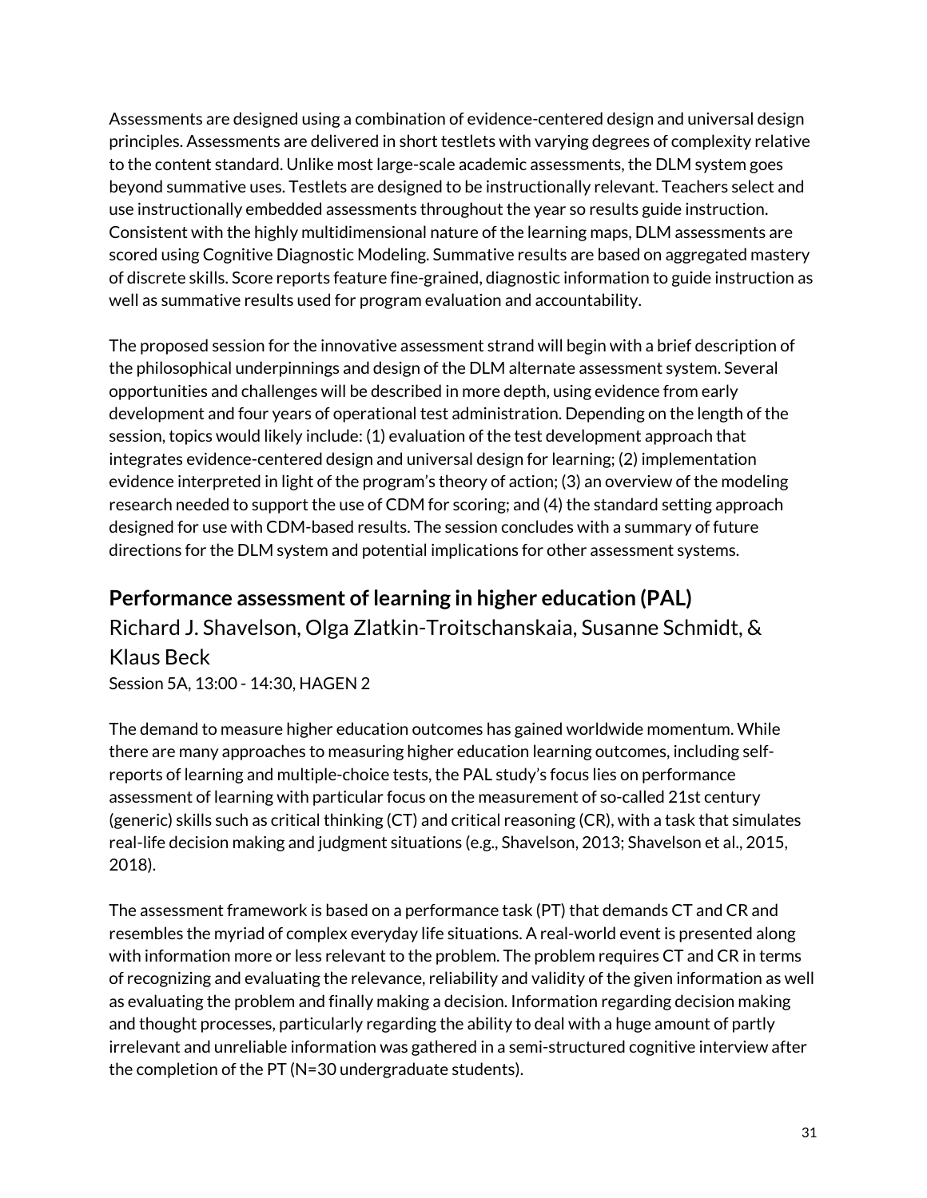Assessments are designed using a combination of evidence-centered design and universal design principles. Assessments are delivered in short testlets with varying degrees of complexity relative to the content standard. Unlike most large-scale academic assessments, the DLM system goes beyond summative uses. Testlets are designed to be instructionally relevant. Teachers select and use instructionally embedded assessments throughout the year so results guide instruction. Consistent with the highly multidimensional nature of the learning maps, DLM assessments are scored using Cognitive Diagnostic Modeling. Summative results are based on aggregated mastery of discrete skills. Score reports feature fine-grained, diagnostic information to guide instruction as well as summative results used for program evaluation and accountability.

The proposed session for the innovative assessment strand will begin with a brief description of the philosophical underpinnings and design of the DLM alternate assessment system. Several opportunities and challenges will be described in more depth, using evidence from early development and four years of operational test administration. Depending on the length of the session, topics would likely include: (1) evaluation of the test development approach that integrates evidence-centered design and universal design for learning; (2) implementation evidence interpreted in light of the program's theory of action; (3) an overview of the modeling research needed to support the use of CDM for scoring; and (4) the standard setting approach designed for use with CDM-based results. The session concludes with a summary of future directions for the DLM system and potential implications for other assessment systems.

## Performance assessment of learning in higher education (PAL)

Richard J. Shavelson, Olga Zlatkin-Troitschanskaia, Susanne Schmidt, & Klaus Beck

Session 5A, 13:00 - 14:30, HAGEN 2

The demand to measure higher education outcomes has gained worldwide momentum. While there are many approaches to measuring higher education learning outcomes, including self-reports of learning and multiple-choice tests, the PAL study's focus lies on performance assessment of learning with particular focus on the measurement of so-called 21st century (generic) skills such as critical thinking (CT) and critical reasoning (CR), with a task that simulates real-life decision making and judgment situations (e.g., Shavelson, 2013; Shavelson et al., 2015, 2018).

The assessment framework is based on a performance task (PT) that demands CT and CR and resembles the myriad of complex everyday life situations. A real-world event is presented along with information more or less relevant to the problem. The problem requires CT and CR in terms of recognizing and evaluating the relevance, reliability and validity of the given information as well as evaluating the problem and finally making a decision. Information regarding decision making and thought processes, particularly regarding the ability to deal with a huge amount of partly irrelevant and unreliable information was gathered in a semi-structured cognitive interview after the completion of the PT (N=30 undergraduate students).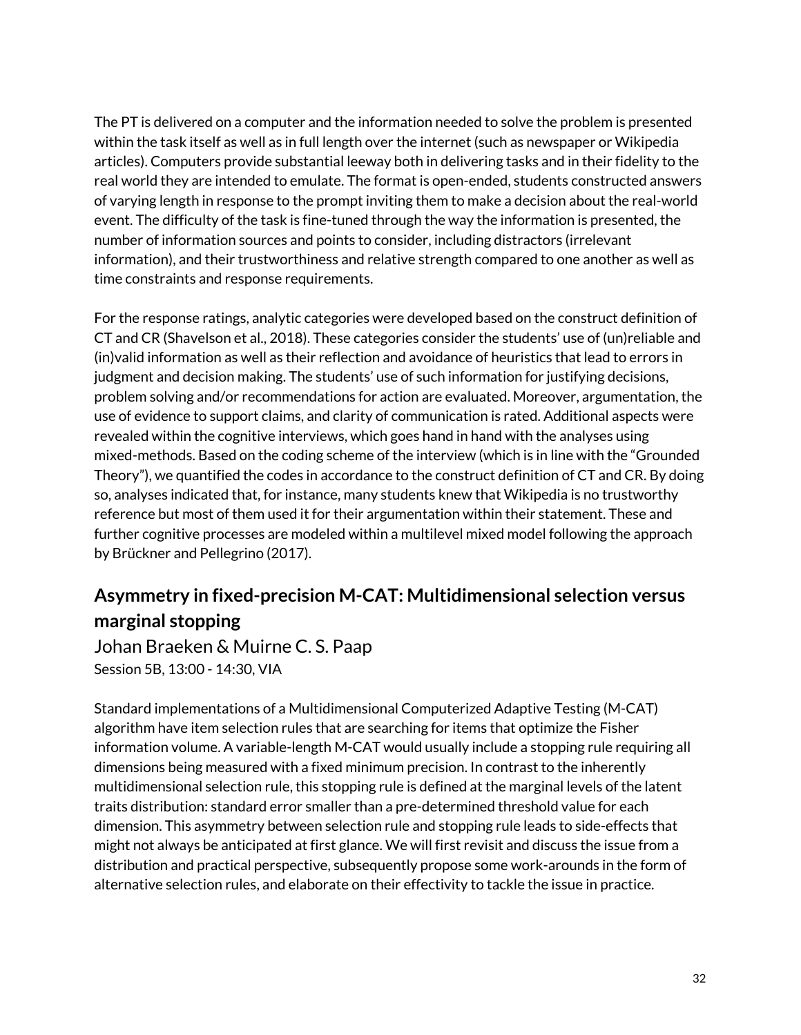The PT is delivered on a computer and the information needed to solve the problem is presented within the task itself as well as in full length over the internet (such as newspaper or Wikipedia articles). Computers provide substantial leeway both in delivering tasks and in their fidelity to the real world they are intended to emulate. The format is open-ended, students constructed answers of varying length in response to the prompt inviting them to make a decision about the real-world event. The difficulty of the task is fine-tuned through the way the information is presented, the number of information sources and points to consider, including distractors (irrelevant information), and their trustworthiness and relative strength compared to one another as well as time constraints and response requirements.

For the response ratings, analytic categories were developed based on the construct definition of CT and CR (Shavelson et al., 2018). These categories consider the students' use of (un)reliable and (in)valid information as well as their reflection and avoidance of heuristics that lead to errors in judgment and decision making. The students' use of such information for justifying decisions, problem solving and/or recommendations for action are evaluated. Moreover, argumentation, the use of evidence to support claims, and clarity of communication is rated. Additional aspects were revealed within the cognitive interviews, which goes hand in hand with the analyses using mixed-methods. Based on the coding scheme of the interview (which is in line with the "Grounded Theory"), we quantified the codes in accordance to the construct definition of CT and CR. By doing so, analyses indicated that, for instance, many students knew that Wikipedia is no trustworthy reference but most of them used it for their argumentation within their statement. These and further cognitive processes are modeled within a multilevel mixed model following the approach by Brückner and Pellegrino (2017).

## Asymmetry in fixed-precision M-CAT: Multidimensional selection versus marginal stopping

Johan Braeken & Muirne C. S. Paap

Session 5B, 13:00 - 14:30, VIA

Standard implementations of a Multidimensional Computerized Adaptive Testing (M-CAT) algorithm have item selection rules that are searching for items that optimize the Fisher information volume. A variable-length M-CAT would usually include a stopping rule requiring all dimensions being measured with a fixed minimum precision. In contrast to the inherently multidimensional selection rule, this stopping rule is defined at the marginal levels of the latent traits distribution: standard error smaller than a pre-determined threshold value for each dimension. This asymmetry between selection rule and stopping rule leads to side-effects that might not always be anticipated at first glance. We will first revisit and discuss the issue from a distribution and practical perspective, subsequently propose some work-arounds in the form of alternative selection rules, and elaborate on their effectivity to tackle the issue in practice.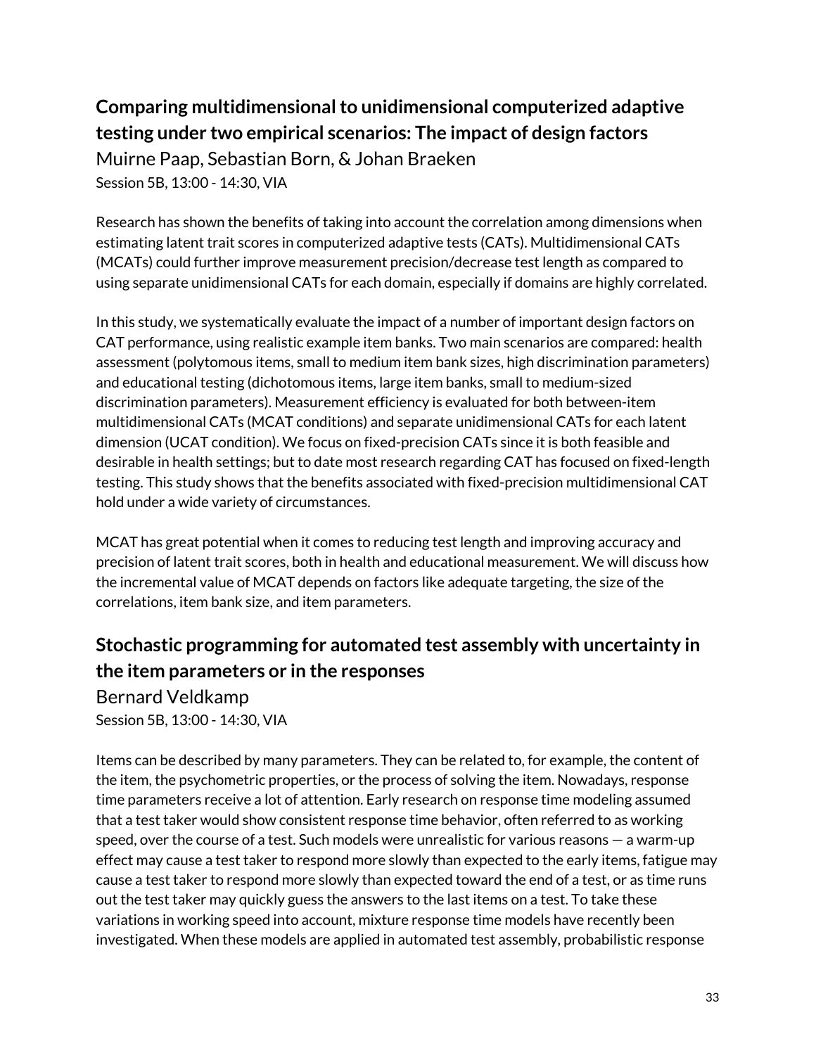## Comparing multidimensional to unidimensional computerized adaptive testing under two empirical scenarios: The impact of design factors

Muirne Paap, Sebastian Born, & Johan Braeken

Session 5B, 13:00 - 14:30, VIA

Research has shown the benefits of taking into account the correlation among dimensions when estimating latent trait scores in computerized adaptive tests (CATs). Multidimensional CATs (MCATs) could further improve measurement precision/decrease test length as compared to using separate unidimensional CATs for each domain, especially if domains are highly correlated.

In this study, we systematically evaluate the impact of a number of important design factors on CAT performance, using realistic example item banks. Two main scenarios are compared: health assessment (polytomous items, small to medium item bank sizes, high discrimination parameters) and educational testing (dichotomous items, large item banks, small to medium-sized discrimination parameters). Measurement efficiency is evaluated for both between-item multidimensional CATs (MCAT conditions) and separate unidimensional CATs for each latent dimension (UCAT condition). We focus on fixed-precision CATs since it is both feasible and desirable in health settings; but to date most research regarding CAT has focused on fixed-length testing. This study shows that the benefits associated with fixed-precision multidimensional CAT hold under a wide variety of circumstances.

MCAT has great potential when it comes to reducing test length and improving accuracy and precision of latent trait scores, both in health and educational measurement. We will discuss how the incremental value of MCAT depends on factors like adequate targeting, the size of the correlations, item bank size, and item parameters.

## Stochastic programming for automated test assembly with uncertainty in the item parameters or in the responses

Bernard Veldkamp

Session 5B, 13:00 - 14:30, VIA

Items can be described by many parameters. They can be related to, for example, the content of the item, the psychometric properties, or the process of solving the item. Nowadays, response time parameters receive a lot of attention. Early research on response time modeling assumed that a test taker would show consistent response time behavior, often referred to as working speed, over the course of a test. Such models were unrealistic for various reasons — a warm-up effect may cause a test taker to respond more slowly than expected to the early items, fatigue may cause a test taker to respond more slowly than expected toward the end of a test, or as time runs out the test taker may quickly guess the answers to the last items on a test. To take these variations in working speed into account, mixture response time models have recently been investigated. When these models are applied in automated test assembly, probabilistic response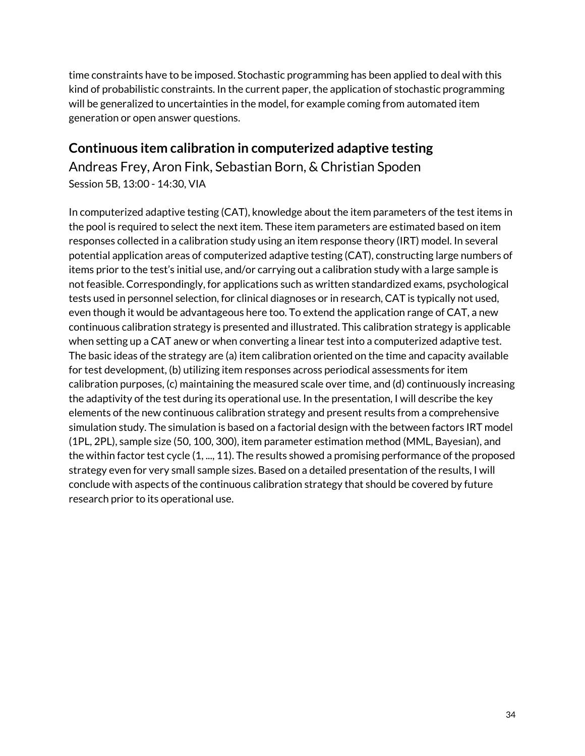time constraints have to be imposed. Stochastic programming has been applied to deal with this kind of probabilistic constraints. In the current paper, the application of stochastic programming will be generalized to uncertainties in the model, for example coming from automated item generation or open answer questions.

## Continuous item calibration in computerized adaptive testing

Andreas Frey, Aron Fink, Sebastian Born, & Christian Spoden

Session 5B, 13:00 - 14:30, VIA

In computerized adaptive testing (CAT), knowledge about the item parameters of the test items in the pool is required to select the next item. These item parameters are estimated based on item responses collected in a calibration study using an item response theory (IRT) model. In several potential application areas of computerized adaptive testing (CAT), constructing large numbers of items prior to the test's initial use, and/or carrying out a calibration study with a large sample is not feasible. Correspondingly, for applications such as written standardized exams, psychological tests used in personnel selection, for clinical diagnoses or in research, CAT is typically not used, even though it would be advantageous here too. To extend the application range of CAT, a new continuous calibration strategy is presented and illustrated. This calibration strategy is applicable when setting up a CAT anew or when converting a linear test into a computerized adaptive test. The basic ideas of the strategy are (a) item calibration oriented on the time and capacity available for test development, (b) utilizing item responses across periodical assessments for item calibration purposes, (c) maintaining the measured scale over time, and (d) continuously increasing the adaptivity of the test during its operational use. In the presentation, I will describe the key elements of the new continuous calibration strategy and present results from a comprehensive simulation study. The simulation is based on a factorial design with the between factors IRT model (1PL, 2PL), sample size (50, 100, 300), item parameter estimation method (MML, Bayesian), and the within factor test cycle (1, ..., 11). The results showed a promising performance of the proposed strategy even for very small sample sizes. Based on a detailed presentation of the results, I will conclude with aspects of the continuous calibration strategy that should be covered by future research prior to its operational use.